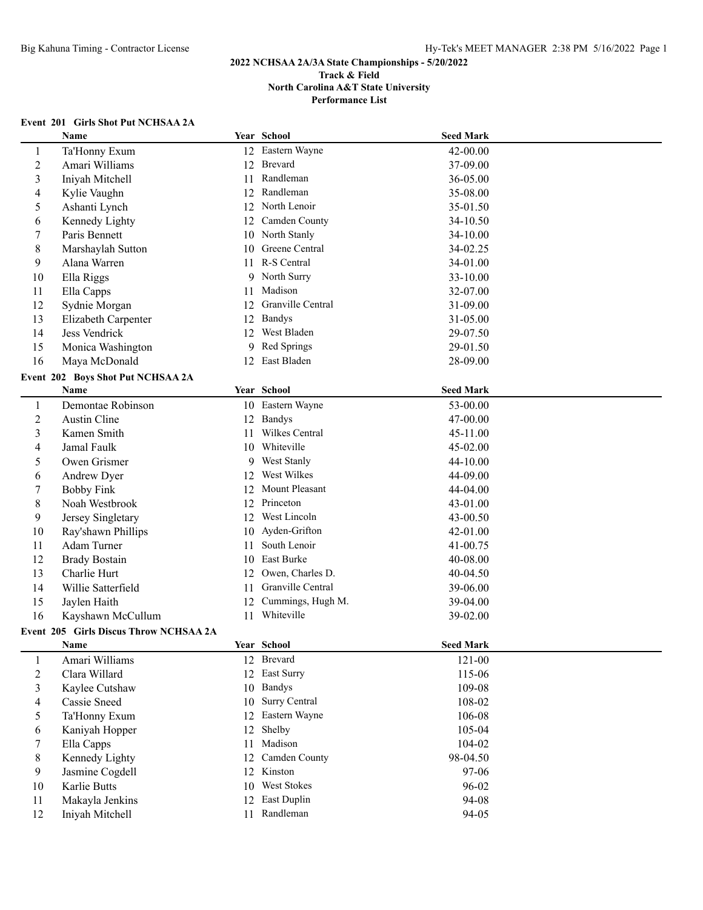# 2022 NCHSAA 2A/3A State Championships - 5/20/2022

**Track & Field**
**North Carolina A&T State University**
**Performance List**

### Event 201 Girls Shot Put NCHSAA 2A

| | Name | Year | School | Seed Mark |
|---|---|---|---|---|
| 1 | Ta'Honny Exum | 12 | Eastern Wayne | 42-00.00 |
| 2 | Amari Williams | 12 | Brevard | 37-09.00 |
| 3 | Iniyah Mitchell | 11 | Randleman | 36-05.00 |
| 4 | Kylie Vaughn | 12 | Randleman | 35-08.00 |
| 5 | Ashanti Lynch | 12 | North Lenoir | 35-01.50 |
| 6 | Kennedy Lighty | 12 | Camden County | 34-10.50 |
| 7 | Paris Bennett | 10 | North Stanly | 34-10.00 |
| 8 | Marshaylah Sutton | 10 | Greene Central | 34-02.25 |
| 9 | Alana Warren | 11 | R-S Central | 34-01.00 |
| 10 | Ella Riggs | 9 | North Surry | 33-10.00 |
| 11 | Ella Capps | 11 | Madison | 32-07.00 |
| 12 | Sydnie Morgan | 12 | Granville Central | 31-09.00 |
| 13 | Elizabeth Carpenter | 12 | Bandys | 31-05.00 |
| 14 | Jess Vendrick | 12 | West Bladen | 29-07.50 |
| 15 | Monica Washington | 9 | Red Springs | 29-01.50 |
| 16 | Maya McDonald | 12 | East Bladen | 28-09.00 |

### Event 202 Boys Shot Put NCHSAA 2A

| | Name | Year | School | Seed Mark |
|---|---|---|---|---|
| 1 | Demontae Robinson | 10 | Eastern Wayne | 53-00.00 |
| 2 | Austin Cline | 12 | Bandys | 47-00.00 |
| 3 | Kamen Smith | 11 | Wilkes Central | 45-11.00 |
| 4 | Jamal Faulk | 10 | Whiteville | 45-02.00 |
| 5 | Owen Grismer | 9 | West Stanly | 44-10.00 |
| 6 | Andrew Dyer | 12 | West Wilkes | 44-09.00 |
| 7 | Bobby Fink | 12 | Mount Pleasant | 44-04.00 |
| 8 | Noah Westbrook | 12 | Princeton | 43-01.00 |
| 9 | Jersey Singletary | 12 | West Lincoln | 43-00.50 |
| 10 | Ray'shawn Phillips | 10 | Ayden-Grifton | 42-01.00 |
| 11 | Adam Turner | 11 | South Lenoir | 41-00.75 |
| 12 | Brady Bostain | 10 | East Burke | 40-08.00 |
| 13 | Charlie Hurt | 12 | Owen, Charles D. | 40-04.50 |
| 14 | Willie Satterfield | 11 | Granville Central | 39-06.00 |
| 15 | Jaylen Haith | 12 | Cummings, Hugh M. | 39-04.00 |
| 16 | Kayshawn McCullum | 11 | Whiteville | 39-02.00 |

### Event 205 Girls Discus Throw NCHSAA 2A

| | Name | Year | School | Seed Mark |
|---|---|---|---|---|
| 1 | Amari Williams | 12 | Brevard | 121-00 |
| 2 | Clara Willard | 12 | East Surry | 115-06 |
| 3 | Kaylee Cutshaw | 10 | Bandys | 109-08 |
| 4 | Cassie Sneed | 10 | Surry Central | 108-02 |
| 5 | Ta'Honny Exum | 12 | Eastern Wayne | 106-08 |
| 6 | Kaniyah Hopper | 12 | Shelby | 105-04 |
| 7 | Ella Capps | 11 | Madison | 104-02 |
| 8 | Kennedy Lighty | 12 | Camden County | 98-04.50 |
| 9 | Jasmine Cogdell | 12 | Kinston | 97-06 |
| 10 | Karlie Butts | 10 | West Stokes | 96-02 |
| 11 | Makayla Jenkins | 12 | East Duplin | 94-08 |
| 12 | Iniyah Mitchell | 11 | Randleman | 94-05 |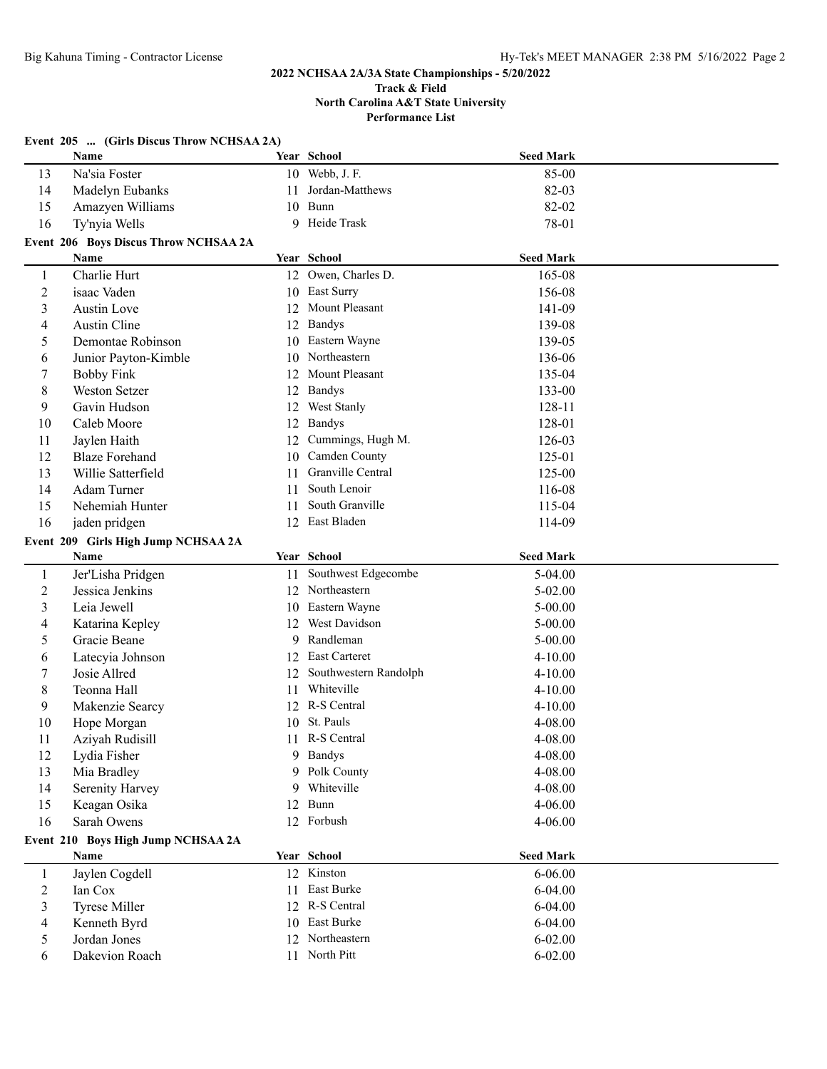# 2022 NCHSAA 2A/3A State Championships - 5/20/2022

**Track & Field**
**North Carolina A&T State University**
**Performance List**

### Event 205 ... (Girls Discus Throw NCHSAA 2A)

| | Name | Year | School | Seed Mark |
|---|---|---|---|---|
| 13 | Na'sia Foster | 10 | Webb, J. F. | 85-00 |
| 14 | Madelyn Eubanks | 11 | Jordan-Matthews | 82-03 |
| 15 | Amazyen Williams | 10 | Bunn | 82-02 |
| 16 | Ty'nyia Wells | 9 | Heide Trask | 78-01 |

### Event 206 Boys Discus Throw NCHSAA 2A

| | Name | Year | School | Seed Mark |
|---|---|---|---|---|
| 1 | Charlie Hurt | 12 | Owen, Charles D. | 165-08 |
| 2 | isaac Vaden | 10 | East Surry | 156-08 |
| 3 | Austin Love | 12 | Mount Pleasant | 141-09 |
| 4 | Austin Cline | 12 | Bandys | 139-08 |
| 5 | Demontae Robinson | 10 | Eastern Wayne | 139-05 |
| 6 | Junior Payton-Kimble | 10 | Northeastern | 136-06 |
| 7 | Bobby Fink | 12 | Mount Pleasant | 135-04 |
| 8 | Weston Setzer | 12 | Bandys | 133-00 |
| 9 | Gavin Hudson | 12 | West Stanly | 128-11 |
| 10 | Caleb Moore | 12 | Bandys | 128-01 |
| 11 | Jaylen Haith | 12 | Cummings, Hugh M. | 126-03 |
| 12 | Blaze Forehand | 10 | Camden County | 125-01 |
| 13 | Willie Satterfield | 11 | Granville Central | 125-00 |
| 14 | Adam Turner | 11 | South Lenoir | 116-08 |
| 15 | Nehemiah Hunter | 11 | South Granville | 115-04 |
| 16 | jaden pridgen | 12 | East Bladen | 114-09 |

### Event 209 Girls High Jump NCHSAA 2A

| | Name | Year | School | Seed Mark |
|---|---|---|---|---|
| 1 | Jer'Lisha Pridgen | 11 | Southwest Edgecombe | 5-04.00 |
| 2 | Jessica Jenkins | 12 | Northeastern | 5-02.00 |
| 3 | Leia Jewell | 10 | Eastern Wayne | 5-00.00 |
| 4 | Katarina Kepley | 12 | West Davidson | 5-00.00 |
| 5 | Gracie Beane | 9 | Randleman | 5-00.00 |
| 6 | Latecyia Johnson | 12 | East Carteret | 4-10.00 |
| 7 | Josie Allred | 12 | Southwestern Randolph | 4-10.00 |
| 8 | Teonna Hall | 11 | Whiteville | 4-10.00 |
| 9 | Makenzie Searcy | 12 | R-S Central | 4-10.00 |
| 10 | Hope Morgan | 10 | St. Pauls | 4-08.00 |
| 11 | Aziyah Rudisill | 11 | R-S Central | 4-08.00 |
| 12 | Lydia Fisher | 9 | Bandys | 4-08.00 |
| 13 | Mia Bradley | 9 | Polk County | 4-08.00 |
| 14 | Serenity Harvey | 9 | Whiteville | 4-08.00 |
| 15 | Keagan Osika | 12 | Bunn | 4-06.00 |
| 16 | Sarah Owens | 12 | Forbush | 4-06.00 |

### Event 210 Boys High Jump NCHSAA 2A

| | Name | Year | School | Seed Mark |
|---|---|---|---|---|
| 1 | Jaylen Cogdell | 12 | Kinston | 6-06.00 |
| 2 | Ian Cox | 11 | East Burke | 6-04.00 |
| 3 | Tyrese Miller | 12 | R-S Central | 6-04.00 |
| 4 | Kenneth Byrd | 10 | East Burke | 6-04.00 |
| 5 | Jordan Jones | 12 | Northeastern | 6-02.00 |
| 6 | Dakevion Roach | 11 | North Pitt | 6-02.00 |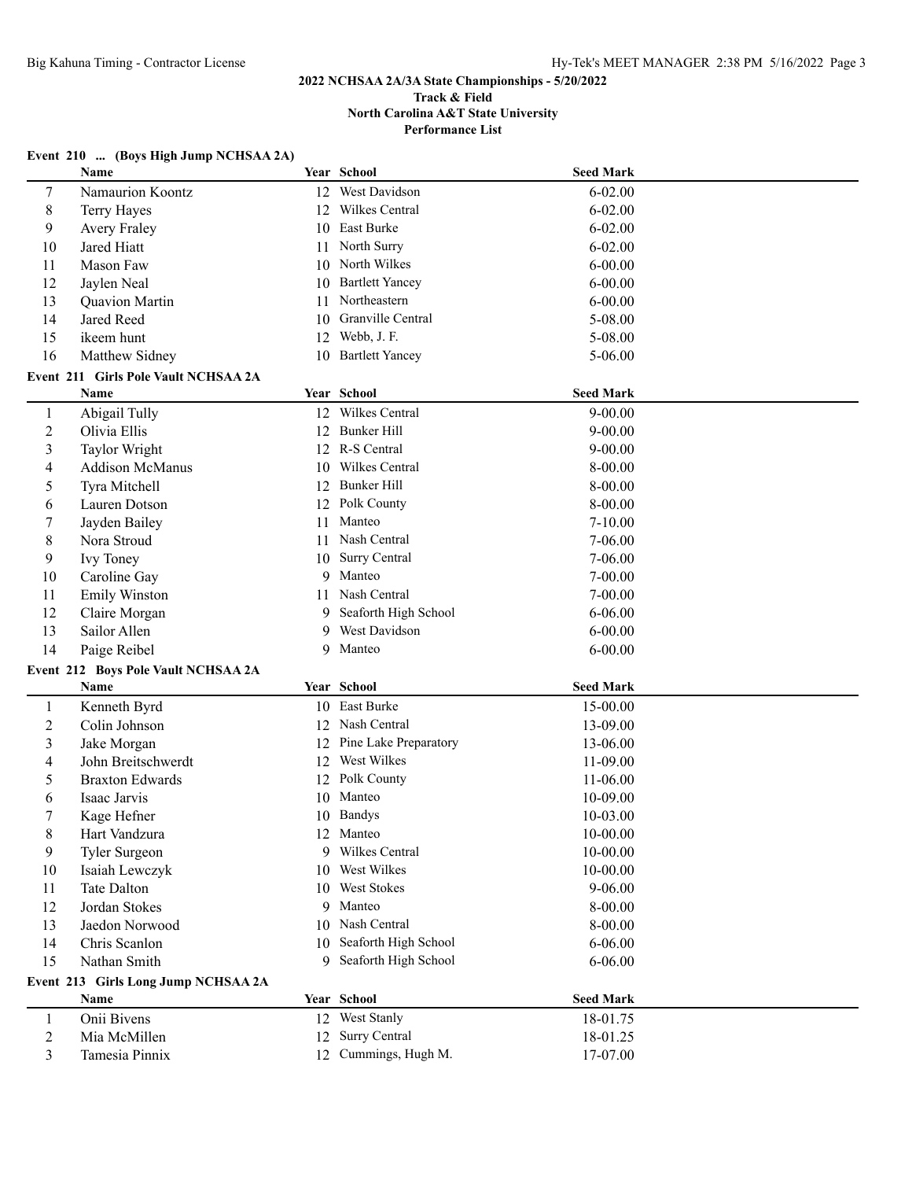## 2022 NCHSAA 2A/3A State Championships - 5/20/2022

**Track & Field**
**North Carolina A&T State University**
**Performance List**

### Event 210 ... (Boys High Jump NCHSAA 2A)

| | Name | Year | School | Seed Mark |
|---|---|---|---|---|
| 7 | Namaurion Koontz | 12 | West Davidson | 6-02.00 |
| 8 | Terry Hayes | 12 | Wilkes Central | 6-02.00 |
| 9 | Avery Fraley | 10 | East Burke | 6-02.00 |
| 10 | Jared Hiatt | 11 | North Surry | 6-02.00 |
| 11 | Mason Faw | 10 | North Wilkes | 6-00.00 |
| 12 | Jaylen Neal | 10 | Bartlett Yancey | 6-00.00 |
| 13 | Quavion Martin | 11 | Northeastern | 6-00.00 |
| 14 | Jared Reed | 10 | Granville Central | 5-08.00 |
| 15 | ikeem hunt | 12 | Webb, J. F. | 5-08.00 |
| 16 | Matthew Sidney | 10 | Bartlett Yancey | 5-06.00 |

### Event 211 Girls Pole Vault NCHSAA 2A

| | Name | Year | School | Seed Mark |
|---|---|---|---|---|
| 1 | Abigail Tully | 12 | Wilkes Central | 9-00.00 |
| 2 | Olivia Ellis | 12 | Bunker Hill | 9-00.00 |
| 3 | Taylor Wright | 12 | R-S Central | 9-00.00 |
| 4 | Addison McManus | 10 | Wilkes Central | 8-00.00 |
| 5 | Tyra Mitchell | 12 | Bunker Hill | 8-00.00 |
| 6 | Lauren Dotson | 12 | Polk County | 8-00.00 |
| 7 | Jayden Bailey | 11 | Manteo | 7-10.00 |
| 8 | Nora Stroud | 11 | Nash Central | 7-06.00 |
| 9 | Ivy Toney | 10 | Surry Central | 7-06.00 |
| 10 | Caroline Gay | 9 | Manteo | 7-00.00 |
| 11 | Emily Winston | 11 | Nash Central | 7-00.00 |
| 12 | Claire Morgan | 9 | Seaforth High School | 6-06.00 |
| 13 | Sailor Allen | 9 | West Davidson | 6-00.00 |
| 14 | Paige Reibel | 9 | Manteo | 6-00.00 |

### Event 212 Boys Pole Vault NCHSAA 2A

| | Name | Year | School | Seed Mark |
|---|---|---|---|---|
| 1 | Kenneth Byrd | 10 | East Burke | 15-00.00 |
| 2 | Colin Johnson | 12 | Nash Central | 13-09.00 |
| 3 | Jake Morgan | 12 | Pine Lake Preparatory | 13-06.00 |
| 4 | John Breitschwerdt | 12 | West Wilkes | 11-09.00 |
| 5 | Braxton Edwards | 12 | Polk County | 11-06.00 |
| 6 | Isaac Jarvis | 10 | Manteo | 10-09.00 |
| 7 | Kage Hefner | 10 | Bandys | 10-03.00 |
| 8 | Hart Vandzura | 12 | Manteo | 10-00.00 |
| 9 | Tyler Surgeon | 9 | Wilkes Central | 10-00.00 |
| 10 | Isaiah Lewczyk | 10 | West Wilkes | 10-00.00 |
| 11 | Tate Dalton | 10 | West Stokes | 9-06.00 |
| 12 | Jordan Stokes | 9 | Manteo | 8-00.00 |
| 13 | Jaedon Norwood | 10 | Nash Central | 8-00.00 |
| 14 | Chris Scanlon | 10 | Seaforth High School | 6-06.00 |
| 15 | Nathan Smith | 9 | Seaforth High School | 6-06.00 |

### Event 213 Girls Long Jump NCHSAA 2A

| | Name | Year | School | Seed Mark |
|---|---|---|---|---|
| 1 | Onii Bivens | 12 | West Stanly | 18-01.75 |
| 2 | Mia McMillen | 12 | Surry Central | 18-01.25 |
| 3 | Tamesia Pinnix | 12 | Cummings, Hugh M. | 17-07.00 |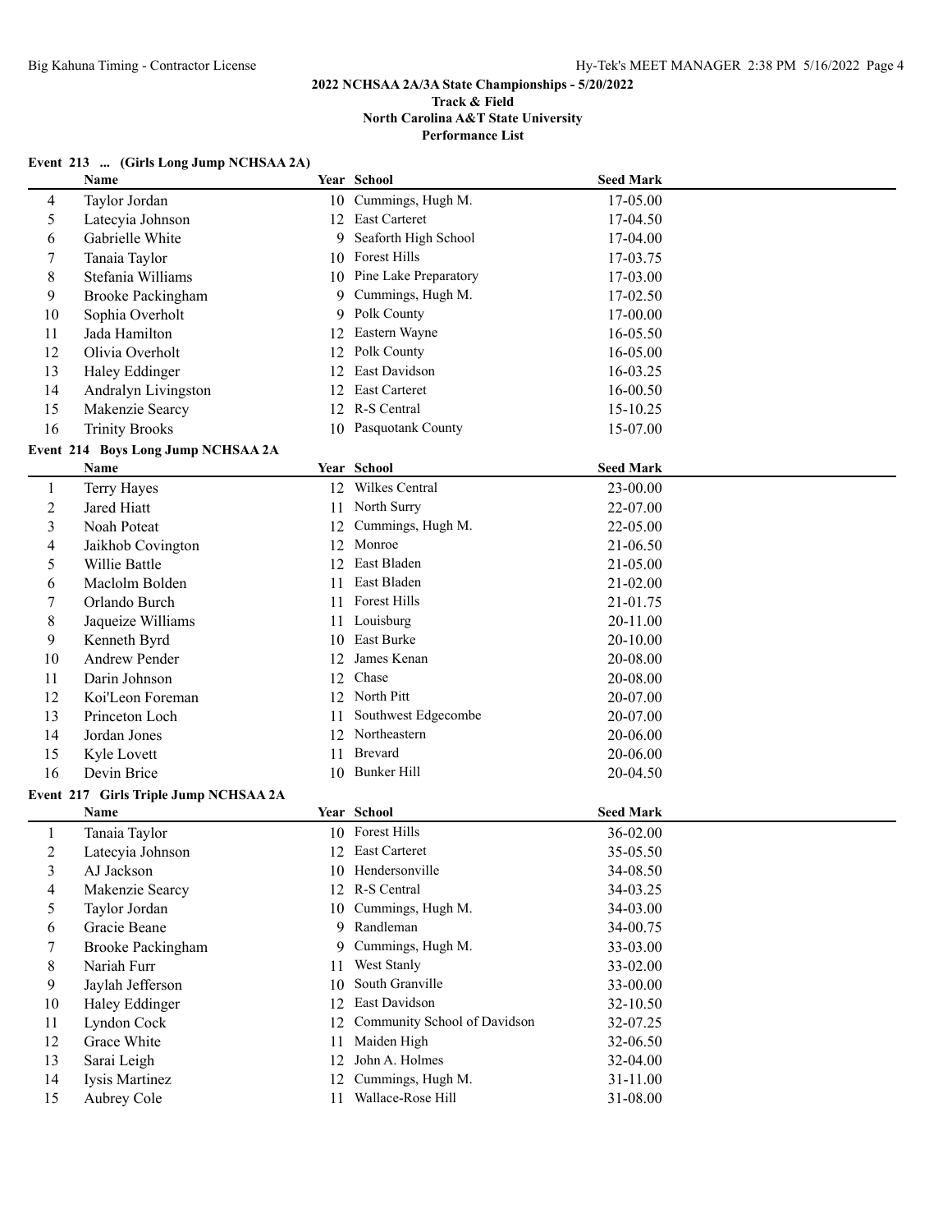**2022 NCHSAA 2A/3A State Championships - 5/20/2022**
**Track & Field**
**North Carolina A&T State University**
**Performance List**

### Event 213 ... (Girls Long Jump NCHSAA 2A)

| | Name | Year | School | Seed Mark |
|---|---|---|---|---|
| 4 | Taylor Jordan | 10 | Cummings, Hugh M. | 17-05.00 |
| 5 | Latecyia Johnson | 12 | East Carteret | 17-04.50 |
| 6 | Gabrielle White | 9 | Seaforth High School | 17-04.00 |
| 7 | Tanaia Taylor | 10 | Forest Hills | 17-03.75 |
| 8 | Stefania Williams | 10 | Pine Lake Preparatory | 17-03.00 |
| 9 | Brooke Packingham | 9 | Cummings, Hugh M. | 17-02.50 |
| 10 | Sophia Overholt | 9 | Polk County | 17-00.00 |
| 11 | Jada Hamilton | 12 | Eastern Wayne | 16-05.50 |
| 12 | Olivia Overholt | 12 | Polk County | 16-05.00 |
| 13 | Haley Eddinger | 12 | East Davidson | 16-03.25 |
| 14 | Andralyn Livingston | 12 | East Carteret | 16-00.50 |
| 15 | Makenzie Searcy | 12 | R-S Central | 15-10.25 |
| 16 | Trinity Brooks | 10 | Pasquotank County | 15-07.00 |

### Event 214 Boys Long Jump NCHSAA 2A

| | Name | Year | School | Seed Mark |
|---|---|---|---|---|
| 1 | Terry Hayes | 12 | Wilkes Central | 23-00.00 |
| 2 | Jared Hiatt | 11 | North Surry | 22-07.00 |
| 3 | Noah Poteat | 12 | Cummings, Hugh M. | 22-05.00 |
| 4 | Jaikhob Covington | 12 | Monroe | 21-06.50 |
| 5 | Willie Battle | 12 | East Bladen | 21-05.00 |
| 6 | Maclolm Bolden | 11 | East Bladen | 21-02.00 |
| 7 | Orlando Burch | 11 | Forest Hills | 21-01.75 |
| 8 | Jaqueize Williams | 11 | Louisburg | 20-11.00 |
| 9 | Kenneth Byrd | 10 | East Burke | 20-10.00 |
| 10 | Andrew Pender | 12 | James Kenan | 20-08.00 |
| 11 | Darin Johnson | 12 | Chase | 20-08.00 |
| 12 | Koi'Leon Foreman | 12 | North Pitt | 20-07.00 |
| 13 | Princeton Loch | 11 | Southwest Edgecombe | 20-07.00 |
| 14 | Jordan Jones | 12 | Northeastern | 20-06.00 |
| 15 | Kyle Lovett | 11 | Brevard | 20-06.00 |
| 16 | Devin Brice | 10 | Bunker Hill | 20-04.50 |

### Event 217 Girls Triple Jump NCHSAA 2A

| | Name | Year | School | Seed Mark |
|---|---|---|---|---|
| 1 | Tanaia Taylor | 10 | Forest Hills | 36-02.00 |
| 2 | Latecyia Johnson | 12 | East Carteret | 35-05.50 |
| 3 | AJ Jackson | 10 | Hendersonville | 34-08.50 |
| 4 | Makenzie Searcy | 12 | R-S Central | 34-03.25 |
| 5 | Taylor Jordan | 10 | Cummings, Hugh M. | 34-03.00 |
| 6 | Gracie Beane | 9 | Randleman | 34-00.75 |
| 7 | Brooke Packingham | 9 | Cummings, Hugh M. | 33-03.00 |
| 8 | Nariah Furr | 11 | West Stanly | 33-02.00 |
| 9 | Jaylah Jefferson | 10 | South Granville | 33-00.00 |
| 10 | Haley Eddinger | 12 | East Davidson | 32-10.50 |
| 11 | Lyndon Cock | 12 | Community School of Davidson | 32-07.25 |
| 12 | Grace White | 11 | Maiden High | 32-06.50 |
| 13 | Sarai Leigh | 12 | John A. Holmes | 32-04.00 |
| 14 | Iysis Martinez | 12 | Cummings, Hugh M. | 31-11.00 |
| 15 | Aubrey Cole | 11 | Wallace-Rose Hill | 31-08.00 |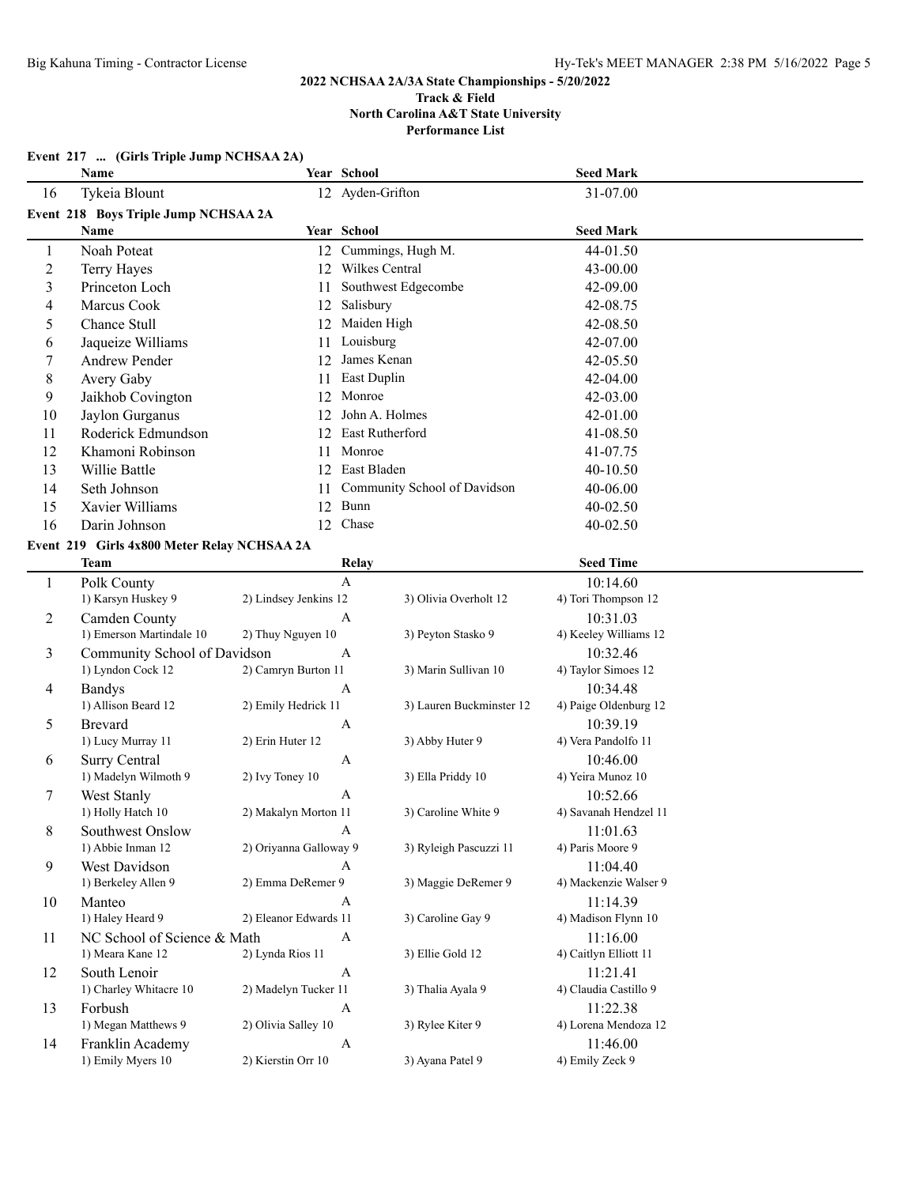**2022 NCHSAA 2A/3A State Championships - 5/20/2022**
**Track & Field**
**North Carolina A&T State University**
**Performance List**

### Event 217 ... (Girls Triple Jump NCHSAA 2A)

| | Name | Year | School | Seed Mark |
|---|---|---|---|---|
| 16 | Tykeia Blount | 12 | Ayden-Grifton | 31-07.00 |

### Event 218 Boys Triple Jump NCHSAA 2A

| | Name | Year | School | Seed Mark |
|---|---|---|---|---|
| 1 | Noah Poteat | 12 | Cummings, Hugh M. | 44-01.50 |
| 2 | Terry Hayes | 12 | Wilkes Central | 43-00.00 |
| 3 | Princeton Loch | 11 | Southwest Edgecombe | 42-09.00 |
| 4 | Marcus Cook | 12 | Salisbury | 42-08.75 |
| 5 | Chance Stull | 12 | Maiden High | 42-08.50 |
| 6 | Jaqueize Williams | 11 | Louisburg | 42-07.00 |
| 7 | Andrew Pender | 12 | James Kenan | 42-05.50 |
| 8 | Avery Gaby | 11 | East Duplin | 42-04.00 |
| 9 | Jaikhob Covington | 12 | Monroe | 42-03.00 |
| 10 | Jaylon Gurganus | 12 | John A. Holmes | 42-01.00 |
| 11 | Roderick Edmundson | 12 | East Rutherford | 41-08.50 |
| 12 | Khamoni Robinson | 11 | Monroe | 41-07.75 |
| 13 | Willie Battle | 12 | East Bladen | 40-10.50 |
| 14 | Seth Johnson | 11 | Community School of Davidson | 40-06.00 |
| 15 | Xavier Williams | 12 | Bunn | 40-02.50 |
| 16 | Darin Johnson | 12 | Chase | 40-02.50 |

### Event 219 Girls 4x800 Meter Relay NCHSAA 2A

| | Team | Relay | | Seed Time |
|---|---|---|---|---|
| 1 | Polk County | A | | 10:14.60 |
| | 1) Karsyn Huskey 9 | 2) Lindsey Jenkins 12 | 3) Olivia Overholt 12 | 4) Tori Thompson 12 |
| 2 | Camden County | A | | 10:31.03 |
| | 1) Emerson Martindale 10 | 2) Thuy Nguyen 10 | 3) Peyton Stasko 9 | 4) Keeley Williams 12 |
| 3 | Community School of Davidson | A | | 10:32.46 |
| | 1) Lyndon Cock 12 | 2) Camryn Burton 11 | 3) Marin Sullivan 10 | 4) Taylor Simoes 12 |
| 4 | Bandys | A | | 10:34.48 |
| | 1) Allison Beard 12 | 2) Emily Hedrick 11 | 3) Lauren Buckminster 12 | 4) Paige Oldenburg 12 |
| 5 | Brevard | A | | 10:39.19 |
| | 1) Lucy Murray 11 | 2) Erin Huter 12 | 3) Abby Huter 9 | 4) Vera Pandolfo 11 |
| 6 | Surry Central | A | | 10:46.00 |
| | 1) Madelyn Wilmoth 9 | 2) Ivy Toney 10 | 3) Ella Priddy 10 | 4) Yeira Munoz 10 |
| 7 | West Stanly | A | | 10:52.66 |
| | 1) Holly Hatch 10 | 2) Makalyn Morton 11 | 3) Caroline White 9 | 4) Savanah Hendzel 11 |
| 8 | Southwest Onslow | A | | 11:01.63 |
| | 1) Abbie Inman 12 | 2) Oriyanna Galloway 9 | 3) Ryleigh Pascuzzi 11 | 4) Paris Moore 9 |
| 9 | West Davidson | A | | 11:04.40 |
| | 1) Berkeley Allen 9 | 2) Emma DeRemer 9 | 3) Maggie DeRemer 9 | 4) Mackenzie Walser 9 |
| 10 | Manteo | A | | 11:14.39 |
| | 1) Haley Heard 9 | 2) Eleanor Edwards 11 | 3) Caroline Gay 9 | 4) Madison Flynn 10 |
| 11 | NC School of Science & Math | A | | 11:16.00 |
| | 1) Meara Kane 12 | 2) Lynda Rios 11 | 3) Ellie Gold 12 | 4) Caitlyn Elliott 11 |
| 12 | South Lenoir | A | | 11:21.41 |
| | 1) Charley Whitacre 10 | 2) Madelyn Tucker 11 | 3) Thalia Ayala 9 | 4) Claudia Castillo 9 |
| 13 | Forbush | A | | 11:22.38 |
| | 1) Megan Matthews 9 | 2) Olivia Salley 10 | 3) Rylee Kiter 9 | 4) Lorena Mendoza 12 |
| 14 | Franklin Academy | A | | 11:46.00 |
| | 1) Emily Myers 10 | 2) Kierstin Orr 10 | 3) Ayana Patel 9 | 4) Emily Zeck 9 |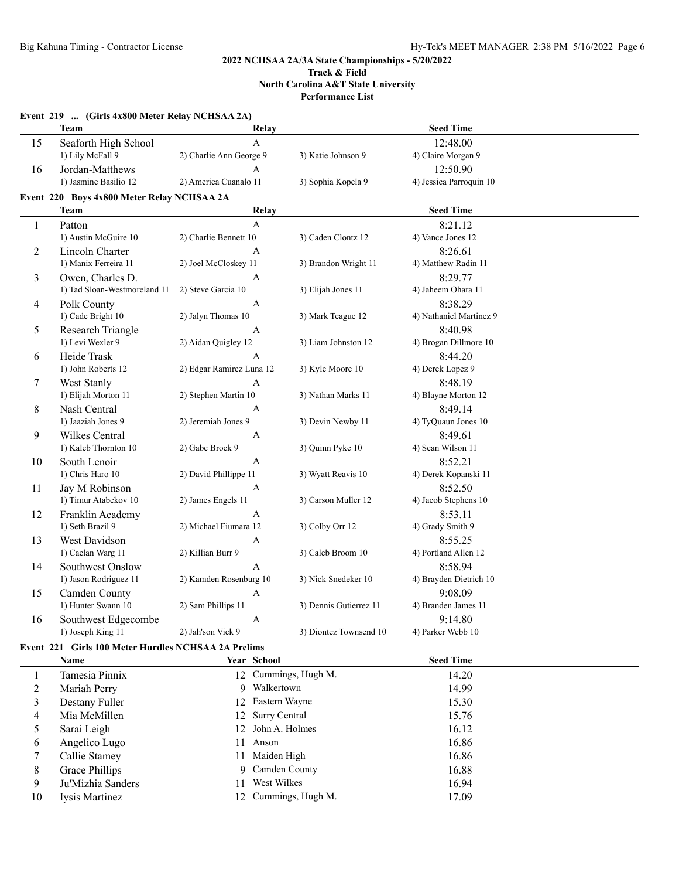**2022 NCHSAA 2A/3A State Championships - 5/20/2022**
**Track & Field**
**North Carolina A&T State University**
**Performance List**

### Event 219 ... (Girls 4x800 Meter Relay NCHSAA 2A)

| | Team | Relay | | Seed Time |
|---|---|---|---|---|
| 15 | Seaforth High School | A | | 12:48.00 |
| | 1) Lily McFall 9 | 2) Charlie Ann George 9 | 3) Katie Johnson 9 | 4) Claire Morgan 9 |
| 16 | Jordan-Matthews | A | | 12:50.90 |
| | 1) Jasmine Basilio 12 | 2) America Cuanalo 11 | 3) Sophia Kopela 9 | 4) Jessica Parroquin 10 |

### Event 220 Boys 4x800 Meter Relay NCHSAA 2A

| | Team | Relay | | Seed Time |
|---|---|---|---|---|
| 1 | Patton | A | | 8:21.12 |
| | 1) Austin McGuire 10 | 2) Charlie Bennett 10 | 3) Caden Clontz 12 | 4) Vance Jones 12 |
| 2 | Lincoln Charter | A | | 8:26.61 |
| | 1) Manix Ferreira 11 | 2) Joel McCloskey 11 | 3) Brandon Wright 11 | 4) Matthew Radin 11 |
| 3 | Owen, Charles D. | A | | 8:29.77 |
| | 1) Tad Sloan-Westmoreland 11 | 2) Steve Garcia 10 | 3) Elijah Jones 11 | 4) Jaheem Ohara 11 |
| 4 | Polk County | A | | 8:38.29 |
| | 1) Cade Bright 10 | 2) Jalyn Thomas 10 | 3) Mark Teague 12 | 4) Nathaniel Martinez 9 |
| 5 | Research Triangle | A | | 8:40.98 |
| | 1) Levi Wexler 9 | 2) Aidan Quigley 12 | 3) Liam Johnston 12 | 4) Brogan Dillmore 10 |
| 6 | Heide Trask | A | | 8:44.20 |
| | 1) John Roberts 12 | 2) Edgar Ramirez Luna 12 | 3) Kyle Moore 10 | 4) Derek Lopez 9 |
| 7 | West Stanly | A | | 8:48.19 |
| | 1) Elijah Morton 11 | 2) Stephen Martin 10 | 3) Nathan Marks 11 | 4) Blayne Morton 12 |
| 8 | Nash Central | A | | 8:49.14 |
| | 1) Jaaziah Jones 9 | 2) Jeremiah Jones 9 | 3) Devin Newby 11 | 4) TyQuaun Jones 10 |
| 9 | Wilkes Central | A | | 8:49.61 |
| | 1) Kaleb Thornton 10 | 2) Gabe Brock 9 | 3) Quinn Pyke 10 | 4) Sean Wilson 11 |
| 10 | South Lenoir | A | | 8:52.21 |
| | 1) Chris Haro 10 | 2) David Phillippe 11 | 3) Wyatt Reavis 10 | 4) Derek Kopanski 11 |
| 11 | Jay M Robinson | A | | 8:52.50 |
| | 1) Timur Atabekov 10 | 2) James Engels 11 | 3) Carson Muller 12 | 4) Jacob Stephens 10 |
| 12 | Franklin Academy | A | | 8:53.11 |
| | 1) Seth Brazil 9 | 2) Michael Fiumara 12 | 3) Colby Orr 12 | 4) Grady Smith 9 |
| 13 | West Davidson | A | | 8:55.25 |
| | 1) Caelan Warg 11 | 2) Killian Burr 9 | 3) Caleb Broom 10 | 4) Portland Allen 12 |
| 14 | Southwest Onslow | A | | 8:58.94 |
| | 1) Jason Rodriguez 11 | 2) Kamden Rosenburg 10 | 3) Nick Snedeker 10 | 4) Brayden Dietrich 10 |
| 15 | Camden County | A | | 9:08.09 |
| | 1) Hunter Swann 10 | 2) Sam Phillips 11 | 3) Dennis Gutierrez 11 | 4) Branden James 11 |
| 16 | Southwest Edgecombe | A | | 9:14.80 |
| | 1) Joseph King 11 | 2) Jah'son Vick 9 | 3) Diontez Townsend 10 | 4) Parker Webb 10 |

### Event 221 Girls 100 Meter Hurdles NCHSAA 2A Prelims

| | Name | Year | School | Seed Time |
|---|---|---|---|---|
| 1 | Tamesia Pinnix | 12 | Cummings, Hugh M. | 14.20 |
| 2 | Mariah Perry | 9 | Walkertown | 14.99 |
| 3 | Destany Fuller | 12 | Eastern Wayne | 15.30 |
| 4 | Mia McMillen | 12 | Surry Central | 15.76 |
| 5 | Sarai Leigh | 12 | John A. Holmes | 16.12 |
| 6 | Angelico Lugo | 11 | Anson | 16.86 |
| 7 | Callie Stamey | 11 | Maiden High | 16.86 |
| 8 | Grace Phillips | 9 | Camden County | 16.88 |
| 9 | Ju'Mizhia Sanders | 11 | West Wilkes | 16.94 |
| 10 | Iysis Martinez | 12 | Cummings, Hugh M. | 17.09 |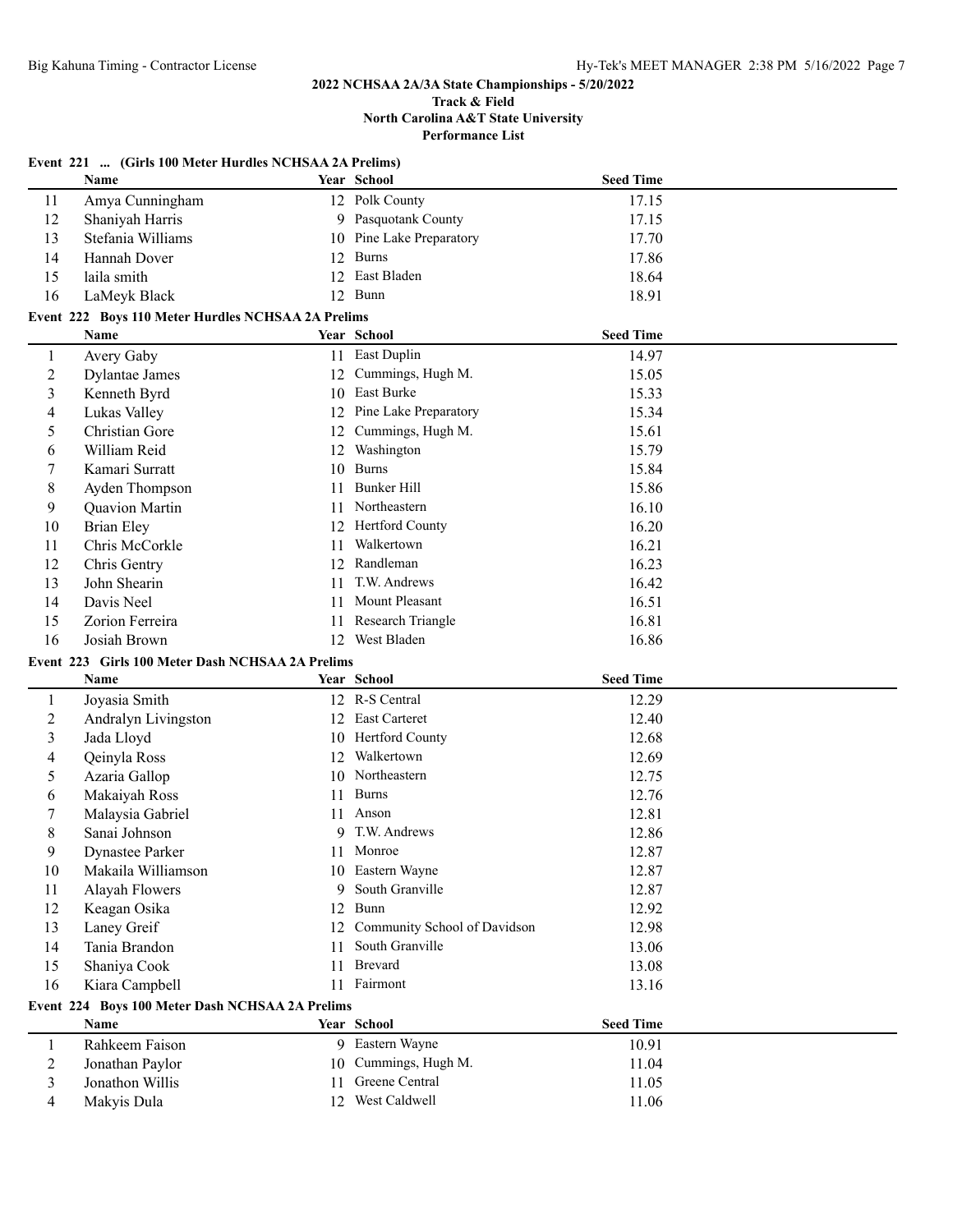**2022 NCHSAA 2A/3A State Championships - 5/20/2022**
**Track & Field**
**North Carolina A&T State University**
**Performance List**

### Event 221 ... (Girls 100 Meter Hurdles NCHSAA 2A Prelims)

| | Name | Year | School | Seed Time |
|---|---|---|---|---|
| 11 | Amya Cunningham | 12 | Polk County | 17.15 |
| 12 | Shaniyah Harris | 9 | Pasquotank County | 17.15 |
| 13 | Stefania Williams | 10 | Pine Lake Preparatory | 17.70 |
| 14 | Hannah Dover | 12 | Burns | 17.86 |
| 15 | laila smith | 12 | East Bladen | 18.64 |
| 16 | LaMeyk Black | 12 | Bunn | 18.91 |

### Event 222 Boys 110 Meter Hurdles NCHSAA 2A Prelims

| | Name | Year | School | Seed Time |
|---|---|---|---|---|
| 1 | Avery Gaby | 11 | East Duplin | 14.97 |
| 2 | Dylantae James | 12 | Cummings, Hugh M. | 15.05 |
| 3 | Kenneth Byrd | 10 | East Burke | 15.33 |
| 4 | Lukas Valley | 12 | Pine Lake Preparatory | 15.34 |
| 5 | Christian Gore | 12 | Cummings, Hugh M. | 15.61 |
| 6 | William Reid | 12 | Washington | 15.79 |
| 7 | Kamari Surratt | 10 | Burns | 15.84 |
| 8 | Ayden Thompson | 11 | Bunker Hill | 15.86 |
| 9 | Quavion Martin | 11 | Northeastern | 16.10 |
| 10 | Brian Eley | 12 | Hertford County | 16.20 |
| 11 | Chris McCorkle | 11 | Walkertown | 16.21 |
| 12 | Chris Gentry | 12 | Randleman | 16.23 |
| 13 | John Shearin | 11 | T.W. Andrews | 16.42 |
| 14 | Davis Neel | 11 | Mount Pleasant | 16.51 |
| 15 | Zorion Ferreira | 11 | Research Triangle | 16.81 |
| 16 | Josiah Brown | 12 | West Bladen | 16.86 |

### Event 223 Girls 100 Meter Dash NCHSAA 2A Prelims

| | Name | Year | School | Seed Time |
|---|---|---|---|---|
| 1 | Joyasia Smith | 12 | R-S Central | 12.29 |
| 2 | Andralyn Livingston | 12 | East Carteret | 12.40 |
| 3 | Jada Lloyd | 10 | Hertford County | 12.68 |
| 4 | Qeinyla Ross | 12 | Walkertown | 12.69 |
| 5 | Azaria Gallop | 10 | Northeastern | 12.75 |
| 6 | Makaiyah Ross | 11 | Burns | 12.76 |
| 7 | Malaysia Gabriel | 11 | Anson | 12.81 |
| 8 | Sanai Johnson | 9 | T.W. Andrews | 12.86 |
| 9 | Dynastee Parker | 11 | Monroe | 12.87 |
| 10 | Makaila Williamson | 10 | Eastern Wayne | 12.87 |
| 11 | Alayah Flowers | 9 | South Granville | 12.87 |
| 12 | Keagan Osika | 12 | Bunn | 12.92 |
| 13 | Laney Greif | 12 | Community School of Davidson | 12.98 |
| 14 | Tania Brandon | 11 | South Granville | 13.06 |
| 15 | Shaniya Cook | 11 | Brevard | 13.08 |
| 16 | Kiara Campbell | 11 | Fairmont | 13.16 |

### Event 224 Boys 100 Meter Dash NCHSAA 2A Prelims

| | Name | Year | School | Seed Time |
|---|---|---|---|---|
| 1 | Rahkeem Faison | 9 | Eastern Wayne | 10.91 |
| 2 | Jonathan Paylor | 10 | Cummings, Hugh M. | 11.04 |
| 3 | Jonathon Willis | 11 | Greene Central | 11.05 |
| 4 | Makyis Dula | 12 | West Caldwell | 11.06 |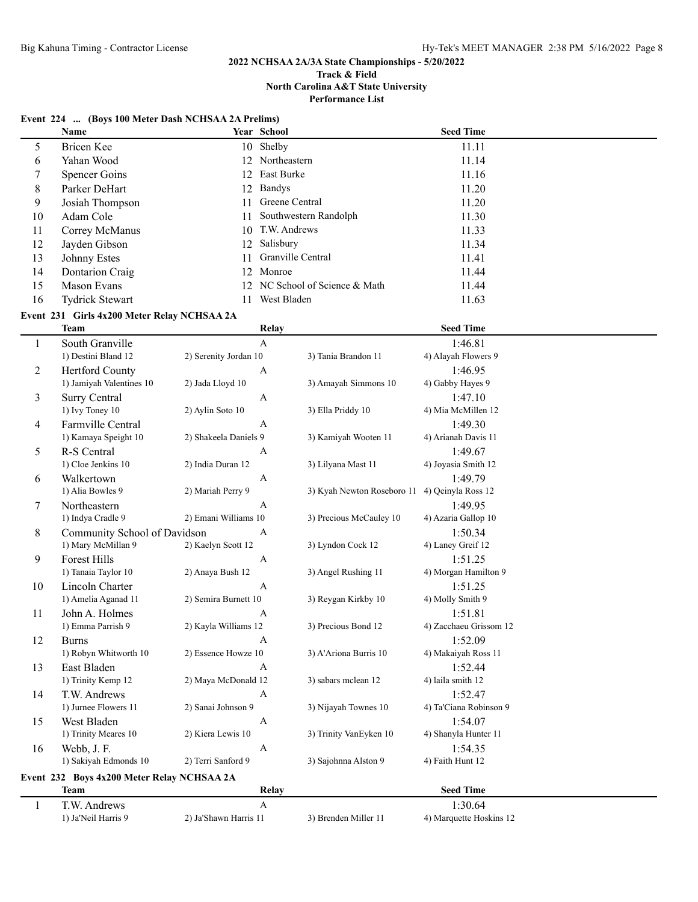**2022 NCHSAA 2A/3A State Championships - 5/20/2022**
**Track & Field**
**North Carolina A&T State University**
**Performance List**

### Event 224 ... (Boys 100 Meter Dash NCHSAA 2A Prelims)

| | Name | Year | School | Seed Time |
|---|---|---|---|---|
| 5 | Bricen Kee | 10 | Shelby | 11.11 |
| 6 | Yahan Wood | 12 | Northeastern | 11.14 |
| 7 | Spencer Goins | 12 | East Burke | 11.16 |
| 8 | Parker DeHart | 12 | Bandys | 11.20 |
| 9 | Josiah Thompson | 11 | Greene Central | 11.20 |
| 10 | Adam Cole | 11 | Southwestern Randolph | 11.30 |
| 11 | Correy McManus | 10 | T.W. Andrews | 11.33 |
| 12 | Jayden Gibson | 12 | Salisbury | 11.34 |
| 13 | Johnny Estes | 11 | Granville Central | 11.41 |
| 14 | Dontarion Craig | 12 | Monroe | 11.44 |
| 15 | Mason Evans | 12 | NC School of Science & Math | 11.44 |
| 16 | Tydrick Stewart | 11 | West Bladen | 11.63 |

### Event 231 Girls 4x200 Meter Relay NCHSAA 2A

| | Team | Relay | | Seed Time |
|---|---|---|---|---|
| 1 | South Granville | A | | 1:46.81 |
| | 1) Destini Bland 12 | 2) Serenity Jordan 10 | 3) Tania Brandon 11 | 4) Alayah Flowers 9 |
| 2 | Hertford County | A | | 1:46.95 |
| | 1) Jamiyah Valentines 10 | 2) Jada Lloyd 10 | 3) Amayah Simmons 10 | 4) Gabby Hayes 9 |
| 3 | Surry Central | A | | 1:47.10 |
| | 1) Ivy Toney 10 | 2) Aylin Soto 10 | 3) Ella Priddy 10 | 4) Mia McMillen 12 |
| 4 | Farmville Central | A | | 1:49.30 |
| | 1) Kamaya Speight 10 | 2) Shakeela Daniels 9 | 3) Kamiyah Wooten 11 | 4) Arianah Davis 11 |
| 5 | R-S Central | A | | 1:49.67 |
| | 1) Cloe Jenkins 10 | 2) India Duran 12 | 3) Lilyana Mast 11 | 4) Joyasia Smith 12 |
| 6 | Walkertown | A | | 1:49.79 |
| | 1) Alia Bowles 9 | 2) Mariah Perry 9 | 3) Kyah Newton Roseboro 11 | 4) Qeinyla Ross 12 |
| 7 | Northeastern | A | | 1:49.95 |
| | 1) Indya Cradle 9 | 2) Emani Williams 10 | 3) Precious McCauley 10 | 4) Azaria Gallop 10 |
| 8 | Community School of Davidson | A | | 1:50.34 |
| | 1) Mary McMillan 9 | 2) Kaelyn Scott 12 | 3) Lyndon Cock 12 | 4) Laney Greif 12 |
| 9 | Forest Hills | A | | 1:51.25 |
| | 1) Tanaia Taylor 10 | 2) Anaya Bush 12 | 3) Angel Rushing 11 | 4) Morgan Hamilton 9 |
| 10 | Lincoln Charter | A | | 1:51.25 |
| | 1) Amelia Aganad 11 | 2) Semira Burnett 10 | 3) Reygan Kirkby 10 | 4) Molly Smith 9 |
| 11 | John A. Holmes | A | | 1:51.81 |
| | 1) Emma Parrish 9 | 2) Kayla Williams 12 | 3) Precious Bond 12 | 4) Zacchaeu Grissom 12 |
| 12 | Burns | A | | 1:52.09 |
| | 1) Robyn Whitworth 10 | 2) Essence Howze 10 | 3) A'Ariona Burris 10 | 4) Makaiyah Ross 11 |
| 13 | East Bladen | A | | 1:52.44 |
| | 1) Trinity Kemp 12 | 2) Maya McDonald 12 | 3) sabars mclean 12 | 4) laila smith 12 |
| 14 | T.W. Andrews | A | | 1:52.47 |
| | 1) Jurnee Flowers 11 | 2) Sanai Johnson 9 | 3) Nijayah Townes 10 | 4) Ta'Ciana Robinson 9 |
| 15 | West Bladen | A | | 1:54.07 |
| | 1) Trinity Meares 10 | 2) Kiera Lewis 10 | 3) Trinity VanEyken 10 | 4) Shanyla Hunter 11 |
| 16 | Webb, J. F. | A | | 1:54.35 |
| | 1) Sakiyah Edmonds 10 | 2) Terri Sanford 9 | 3) Sajohnna Alston 9 | 4) Faith Hunt 12 |

### Event 232 Boys 4x200 Meter Relay NCHSAA 2A

| | Team | Relay | | Seed Time |
|---|---|---|---|---|
| 1 | T.W. Andrews | A | | 1:30.64 |
| | 1) Ja'Neil Harris 9 | 2) Ja'Shawn Harris 11 | 3) Brenden Miller 11 | 4) Marquette Hoskins 12 |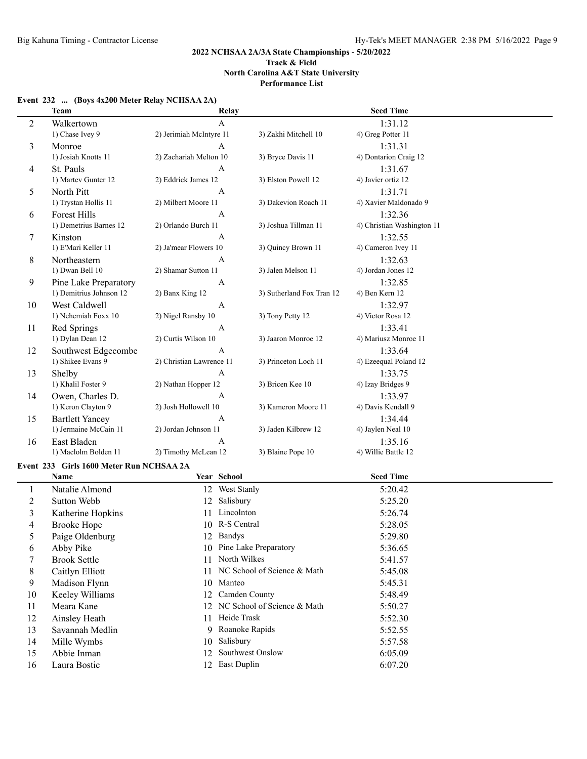2022 NCHSAA 2A/3A State Championships - 5/20/2022
Track & Field
North Carolina A&T State University
Performance List

**Event 232 ... (Boys 4x200 Meter Relay NCHSAA 2A)**

| | Team | Relay | | Seed Time |
|---|---|---|---|---|
| 2 | Walkertown | A | | 1:31.12 |
| | 1) Chase Ivey 9 | 2) Jerimiah McIntyre 11 | 3) Zakhi Mitchell 10 | 4) Greg Potter 11 |
| 3 | Monroe | A | | 1:31.31 |
| | 1) Josiah Knotts 11 | 2) Zachariah Melton 10 | 3) Bryce Davis 11 | 4) Dontarion Craig 12 |
| 4 | St. Pauls | A | | 1:31.67 |
| | 1) Martev Gunter 12 | 2) Eddrick James 12 | 3) Elston Powell 12 | 4) Javier ortiz 12 |
| 5 | North Pitt | A | | 1:31.71 |
| | 1) Trystan Hollis 11 | 2) Milbert Moore 11 | 3) Dakevion Roach 11 | 4) Xavier Maldonado 9 |
| 6 | Forest Hills | A | | 1:32.36 |
| | 1) Demetrius Barnes 12 | 2) Orlando Burch 11 | 3) Joshua Tillman 11 | 4) Christian Washington 11 |
| 7 | Kinston | A | | 1:32.55 |
| | 1) E'Mari Keller 11 | 2) Ja'mear Flowers 10 | 3) Quincy Brown 11 | 4) Cameron Ivey 11 |
| 8 | Northeastern | A | | 1:32.63 |
| | 1) Dwan Bell 10 | 2) Shamar Sutton 11 | 3) Jalen Melson 11 | 4) Jordan Jones 12 |
| 9 | Pine Lake Preparatory | A | | 1:32.85 |
| | 1) Demitrius Johnson 12 | 2) Banx King 12 | 3) Sutherland Fox Tran 12 | 4) Ben Kern 12 |
| 10 | West Caldwell | A | | 1:32.97 |
| | 1) Nehemiah Foxx 10 | 2) Nigel Ransby 10 | 3) Tony Petty 12 | 4) Victor Rosa 12 |
| 11 | Red Springs | A | | 1:33.41 |
| | 1) Dylan Dean 12 | 2) Curtis Wilson 10 | 3) Jaaron Monroe 12 | 4) Mariusz Monroe 11 |
| 12 | Southwest Edgecombe | A | | 1:33.64 |
| | 1) Shikee Evans 9 | 2) Christian Lawrence 11 | 3) Princeton Loch 11 | 4) Ezeequal Poland 12 |
| 13 | Shelby | A | | 1:33.75 |
| | 1) Khalil Foster 9 | 2) Nathan Hopper 12 | 3) Bricen Kee 10 | 4) Izay Bridges 9 |
| 14 | Owen, Charles D. | A | | 1:33.97 |
| | 1) Keron Clayton 9 | 2) Josh Hollowell 10 | 3) Kameron Moore 11 | 4) Davis Kendall 9 |
| 15 | Bartlett Yancey | A | | 1:34.44 |
| | 1) Jermaine McCain 11 | 2) Jordan Johnson 11 | 3) Jaden Kilbrew 12 | 4) Jaylen Neal 10 |
| 16 | East Bladen | A | | 1:35.16 |
| | 1) Maclolm Bolden 11 | 2) Timothy McLean 12 | 3) Blaine Pope 10 | 4) Willie Battle 12 |

**Event 233 Girls 1600 Meter Run NCHSAA 2A**

| | Name | Year | School | Seed Time |
|---|---|---|---|---|
| 1 | Natalie Almond | 12 | West Stanly | 5:20.42 |
| 2 | Sutton Webb | 12 | Salisbury | 5:25.20 |
| 3 | Katherine Hopkins | 11 | Lincolnton | 5:26.74 |
| 4 | Brooke Hope | 10 | R-S Central | 5:28.05 |
| 5 | Paige Oldenburg | 12 | Bandys | 5:29.80 |
| 6 | Abby Pike | 10 | Pine Lake Preparatory | 5:36.65 |
| 7 | Brook Settle | 11 | North Wilkes | 5:41.57 |
| 8 | Caitlyn Elliott | 11 | NC School of Science & Math | 5:45.08 |
| 9 | Madison Flynn | 10 | Manteo | 5:45.31 |
| 10 | Keeley Williams | 12 | Camden County | 5:48.49 |
| 11 | Meara Kane | 12 | NC School of Science & Math | 5:50.27 |
| 12 | Ainsley Heath | 11 | Heide Trask | 5:52.30 |
| 13 | Savannah Medlin | 9 | Roanoke Rapids | 5:52.55 |
| 14 | Mille Wymbs | 10 | Salisbury | 5:57.58 |
| 15 | Abbie Inman | 12 | Southwest Onslow | 6:05.09 |
| 16 | Laura Bostic | 12 | East Duplin | 6:07.20 |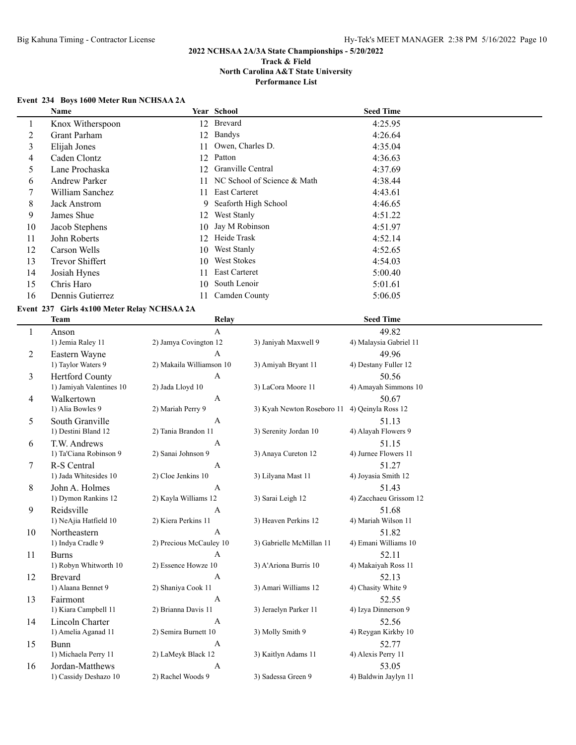## 2022 NCHSAA 2A/3A State Championships - 5/20/2022

### Track & Field
### North Carolina A&T State University
### Performance List

#### Event 234 Boys 1600 Meter Run NCHSAA 2A

| | Name | Year | School | Seed Time |
|---|---|---|---|---|
| 1 | Knox Witherspoon | 12 | Brevard | 4:25.95 |
| 2 | Grant Parham | 12 | Bandys | 4:26.64 |
| 3 | Elijah Jones | 11 | Owen, Charles D. | 4:35.04 |
| 4 | Caden Clontz | 12 | Patton | 4:36.63 |
| 5 | Lane Prochaska | 12 | Granville Central | 4:37.69 |
| 6 | Andrew Parker | 11 | NC School of Science & Math | 4:38.44 |
| 7 | William Sanchez | 11 | East Carteret | 4:43.61 |
| 8 | Jack Anstrom | 9 | Seaforth High School | 4:46.65 |
| 9 | James Shue | 12 | West Stanly | 4:51.22 |
| 10 | Jacob Stephens | 10 | Jay M Robinson | 4:51.97 |
| 11 | John Roberts | 12 | Heide Trask | 4:52.14 |
| 12 | Carson Wells | 10 | West Stanly | 4:52.65 |
| 13 | Trevor Shiffert | 10 | West Stokes | 4:54.03 |
| 14 | Josiah Hynes | 11 | East Carteret | 5:00.40 |
| 15 | Chris Haro | 10 | South Lenoir | 5:01.61 |
| 16 | Dennis Gutierrez | 11 | Camden County | 5:06.05 |

#### Event 237 Girls 4x100 Meter Relay NCHSAA 2A

| | Team | Relay | | Seed Time |
|---|---|---|---|---|
| 1 | Anson | A | | 49.82 |
| | 1) Jemia Raley 11 | 2) Jamya Covington 12 | 3) Janiyah Maxwell 9 | 4) Malaysia Gabriel 11 |
| 2 | Eastern Wayne | A | | 49.96 |
| | 1) Taylor Waters 9 | 2) Makaila Williamson 10 | 3) Amiyah Bryant 11 | 4) Destany Fuller 12 |
| 3 | Hertford County | A | | 50.56 |
| | 1) Jamiyah Valentines 10 | 2) Jada Lloyd 10 | 3) LaCora Moore 11 | 4) Amayah Simmons 10 |
| 4 | Walkertown | A | | 50.67 |
| | 1) Alia Bowles 9 | 2) Mariah Perry 9 | 3) Kyah Newton Roseboro 11 | 4) Qeinyla Ross 12 |
| 5 | South Granville | A | | 51.13 |
| | 1) Destini Bland 12 | 2) Tania Brandon 11 | 3) Serenity Jordan 10 | 4) Alayah Flowers 9 |
| 6 | T.W. Andrews | A | | 51.15 |
| | 1) Ta'Ciana Robinson 9 | 2) Sanai Johnson 9 | 3) Anaya Cureton 12 | 4) Jurnee Flowers 11 |
| 7 | R-S Central | A | | 51.27 |
| | 1) Jada Whitesides 10 | 2) Cloe Jenkins 10 | 3) Lilyana Mast 11 | 4) Joyasia Smith 12 |
| 8 | John A. Holmes | A | | 51.43 |
| | 1) Dymon Rankins 12 | 2) Kayla Williams 12 | 3) Sarai Leigh 12 | 4) Zacchaeu Grissom 12 |
| 9 | Reidsville | A | | 51.68 |
| | 1) NeAjia Hatfield 10 | 2) Kiera Perkins 11 | 3) Heaven Perkins 12 | 4) Mariah Wilson 11 |
| 10 | Northeastern | A | | 51.82 |
| | 1) Indya Cradle 9 | 2) Precious McCauley 10 | 3) Gabrielle McMillan 11 | 4) Emani Williams 10 |
| 11 | Burns | A | | 52.11 |
| | 1) Robyn Whitworth 10 | 2) Essence Howze 10 | 3) A'Ariona Burris 10 | 4) Makaiyah Ross 11 |
| 12 | Brevard | A | | 52.13 |
| | 1) Alaana Bennet 9 | 2) Shaniya Cook 11 | 3) Amari Williams 12 | 4) Chasity White 9 |
| 13 | Fairmont | A | | 52.55 |
| | 1) Kiara Campbell 11 | 2) Brianna Davis 11 | 3) Jeraelyn Parker 11 | 4) Izya Dinnerson 9 |
| 14 | Lincoln Charter | A | | 52.56 |
| | 1) Amelia Aganad 11 | 2) Semira Burnett 10 | 3) Molly Smith 9 | 4) Reygan Kirkby 10 |
| 15 | Bunn | A | | 52.77 |
| | 1) Michaela Perry 11 | 2) LaMeyk Black 12 | 3) Kaitlyn Adams 11 | 4) Alexis Perry 11 |
| 16 | Jordan-Matthews | A | | 53.05 |
| | 1) Cassidy Deshazo 10 | 2) Rachel Woods 9 | 3) Sadessa Green 9 | 4) Baldwin Jaylyn 11 |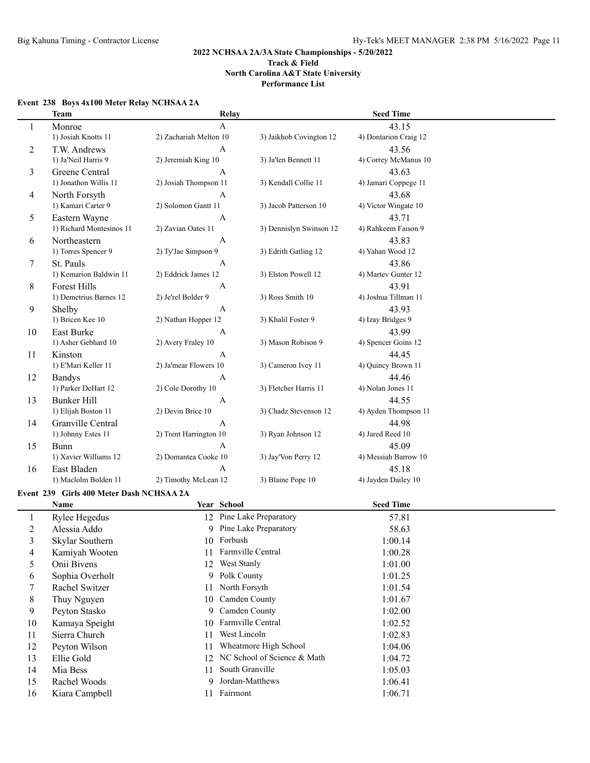**2022 NCHSAA 2A/3A State Championships - 5/20/2022**
**Track & Field**
**North Carolina A&T State University**
**Performance List**

### Event 238 Boys 4x100 Meter Relay NCHSAA 2A

| | Team | Relay | | Seed Time |
|---|---|---|---|---|
| 1 | Monroe | A | | 43.15 |
| | 1) Josiah Knotts 11 | 2) Zachariah Melton 10 | 3) Jaikhob Covington 12 | 4) Dontarion Craig 12 |
| 2 | T.W. Andrews | A | | 43.56 |
| | 1) Ja'Neil Harris 9 | 2) Jeremiah King 10 | 3) Ja'len Bennett 11 | 4) Correy McManus 10 |
| 3 | Greene Central | A | | 43.63 |
| | 1) Jonathon Willis 11 | 2) Josiah Thompson 11 | 3) Kendall Collie 11 | 4) Jamari Coppege 11 |
| 4 | North Forsyth | A | | 43.68 |
| | 1) Kamari Carter 9 | 2) Solomon Gantt 11 | 3) Jacob Patterson 10 | 4) Victor Wingate 10 |
| 5 | Eastern Wayne | A | | 43.71 |
| | 1) Richard Montesinos 11 | 2) Zavian Oates 11 | 3) Dennislyn Swinson 12 | 4) Rahkeem Faison 9 |
| 6 | Northeastern | A | | 43.83 |
| | 1) Torres Spencer 9 | 2) Ty'Jae Simpson 9 | 3) Edrith Gatling 12 | 4) Yahan Wood 12 |
| 7 | St. Pauls | A | | 43.86 |
| | 1) Kemarion Baldwin 11 | 2) Eddrick James 12 | 3) Elston Powell 12 | 4) Martev Gunter 12 |
| 8 | Forest Hills | A | | 43.91 |
| | 1) Demetrius Barnes 12 | 2) Je'rel Bolder 9 | 3) Ross Smith 10 | 4) Joshua Tillman 11 |
| 9 | Shelby | A | | 43.93 |
| | 1) Bricen Kee 10 | 2) Nathan Hopper 12 | 3) Khalil Foster 9 | 4) Izay Bridges 9 |
| 10 | East Burke | A | | 43.99 |
| | 1) Asher Gebhard 10 | 2) Avery Fraley 10 | 3) Mason Robison 9 | 4) Spencer Goins 12 |
| 11 | Kinston | A | | 44.45 |
| | 1) E'Mari Keller 11 | 2) Ja'mear Flowers 10 | 3) Cameron Ivey 11 | 4) Quincy Brown 11 |
| 12 | Bandys | A | | 44.46 |
| | 1) Parker DeHart 12 | 2) Cole Dorothy 10 | 3) Fletcher Harris 11 | 4) Nolan Jones 11 |
| 13 | Bunker Hill | A | | 44.55 |
| | 1) Elijah Boston 11 | 2) Devin Brice 10 | 3) Chadz Stevenson 12 | 4) Ayden Thompson 11 |
| 14 | Granville Central | A | | 44.98 |
| | 1) Johnny Estes 11 | 2) Trent Harrington 10 | 3) Ryan Johnson 12 | 4) Jared Reed 10 |
| 15 | Bunn | A | | 45.09 |
| | 1) Xavier Williams 12 | 2) Domantea Cooke 10 | 3) Jay'Von Perry 12 | 4) Messiah Barrow 10 |
| 16 | East Bladen | A | | 45.18 |
| | 1) Maclolm Bolden 11 | 2) Timothy McLean 12 | 3) Blaine Pope 10 | 4) Jayden Dailey 10 |

### Event 239 Girls 400 Meter Dash NCHSAA 2A

| | Name | Year | School | Seed Time |
|---|---|---|---|---|
| 1 | Rylee Hegedus | 12 | Pine Lake Preparatory | 57.81 |
| 2 | Alessia Addo | 9 | Pine Lake Preparatory | 58.63 |
| 3 | Skylar Southern | 10 | Forbush | 1:00.14 |
| 4 | Kamiyah Wooten | 11 | Farmville Central | 1:00.28 |
| 5 | Onii Bivens | 12 | West Stanly | 1:01.00 |
| 6 | Sophia Overholt | 9 | Polk County | 1:01.25 |
| 7 | Rachel Switzer | 11 | North Forsyth | 1:01.54 |
| 8 | Thuy Nguyen | 10 | Camden County | 1:01.67 |
| 9 | Peyton Stasko | 9 | Camden County | 1:02.00 |
| 10 | Kamaya Speight | 10 | Farmville Central | 1:02.52 |
| 11 | Sierra Church | 11 | West Lincoln | 1:02.83 |
| 12 | Peyton Wilson | 11 | Wheatmore High School | 1:04.06 |
| 13 | Ellie Gold | 12 | NC School of Science & Math | 1:04.72 |
| 14 | Mia Bess | 11 | South Granville | 1:05.03 |
| 15 | Rachel Woods | 9 | Jordan-Matthews | 1:06.41 |
| 16 | Kiara Campbell | 11 | Fairmont | 1:06.71 |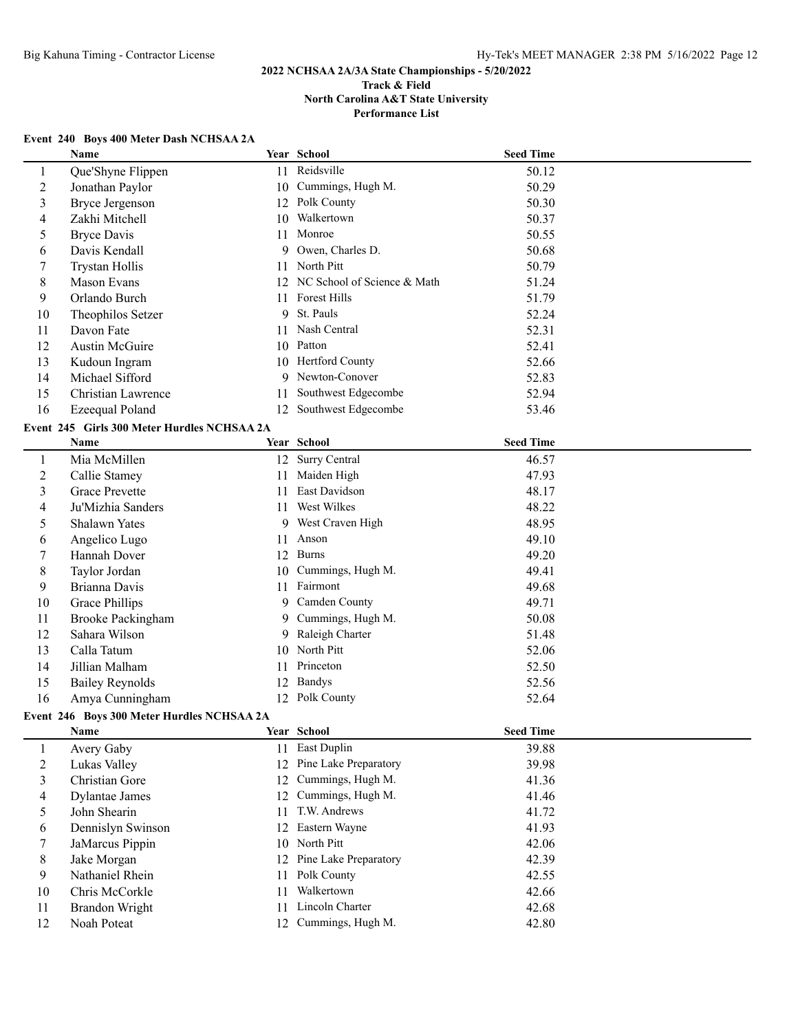## 2022 NCHSAA 2A/3A State Championships - 5/20/2022

### Track & Field

### North Carolina A&T State University

### Performance List

**Event 240 Boys 400 Meter Dash NCHSAA 2A**

| | Name | Year | School | Seed Time |
|---|---|---|---|---|
| 1 | Que'Shyne Flippen | 11 | Reidsville | 50.12 |
| 2 | Jonathan Paylor | 10 | Cummings, Hugh M. | 50.29 |
| 3 | Bryce Jergenson | 12 | Polk County | 50.30 |
| 4 | Zakhi Mitchell | 10 | Walkertown | 50.37 |
| 5 | Bryce Davis | 11 | Monroe | 50.55 |
| 6 | Davis Kendall | 9 | Owen, Charles D. | 50.68 |
| 7 | Trystan Hollis | 11 | North Pitt | 50.79 |
| 8 | Mason Evans | 12 | NC School of Science & Math | 51.24 |
| 9 | Orlando Burch | 11 | Forest Hills | 51.79 |
| 10 | Theophilos Setzer | 9 | St. Pauls | 52.24 |
| 11 | Davon Fate | 11 | Nash Central | 52.31 |
| 12 | Austin McGuire | 10 | Patton | 52.41 |
| 13 | Kudoun Ingram | 10 | Hertford County | 52.66 |
| 14 | Michael Sifford | 9 | Newton-Conover | 52.83 |
| 15 | Christian Lawrence | 11 | Southwest Edgecombe | 52.94 |
| 16 | Ezeequal Poland | 12 | Southwest Edgecombe | 53.46 |

**Event 245 Girls 300 Meter Hurdles NCHSAA 2A**

| | Name | Year | School | Seed Time |
|---|---|---|---|---|
| 1 | Mia McMillen | 12 | Surry Central | 46.57 |
| 2 | Callie Stamey | 11 | Maiden High | 47.93 |
| 3 | Grace Prevette | 11 | East Davidson | 48.17 |
| 4 | Ju'Mizhia Sanders | 11 | West Wilkes | 48.22 |
| 5 | Shalawn Yates | 9 | West Craven High | 48.95 |
| 6 | Angelico Lugo | 11 | Anson | 49.10 |
| 7 | Hannah Dover | 12 | Burns | 49.20 |
| 8 | Taylor Jordan | 10 | Cummings, Hugh M. | 49.41 |
| 9 | Brianna Davis | 11 | Fairmont | 49.68 |
| 10 | Grace Phillips | 9 | Camden County | 49.71 |
| 11 | Brooke Packingham | 9 | Cummings, Hugh M. | 50.08 |
| 12 | Sahara Wilson | 9 | Raleigh Charter | 51.48 |
| 13 | Calla Tatum | 10 | North Pitt | 52.06 |
| 14 | Jillian Malham | 11 | Princeton | 52.50 |
| 15 | Bailey Reynolds | 12 | Bandys | 52.56 |
| 16 | Amya Cunningham | 12 | Polk County | 52.64 |

**Event 246 Boys 300 Meter Hurdles NCHSAA 2A**

| | Name | Year | School | Seed Time |
|---|---|---|---|---|
| 1 | Avery Gaby | 11 | East Duplin | 39.88 |
| 2 | Lukas Valley | 12 | Pine Lake Preparatory | 39.98 |
| 3 | Christian Gore | 12 | Cummings, Hugh M. | 41.36 |
| 4 | Dylantae James | 12 | Cummings, Hugh M. | 41.46 |
| 5 | John Shearin | 11 | T.W. Andrews | 41.72 |
| 6 | Dennislyn Swinson | 12 | Eastern Wayne | 41.93 |
| 7 | JaMarcus Pippin | 10 | North Pitt | 42.06 |
| 8 | Jake Morgan | 12 | Pine Lake Preparatory | 42.39 |
| 9 | Nathaniel Rhein | 11 | Polk County | 42.55 |
| 10 | Chris McCorkle | 11 | Walkertown | 42.66 |
| 11 | Brandon Wright | 11 | Lincoln Charter | 42.68 |
| 12 | Noah Poteat | 12 | Cummings, Hugh M. | 42.80 |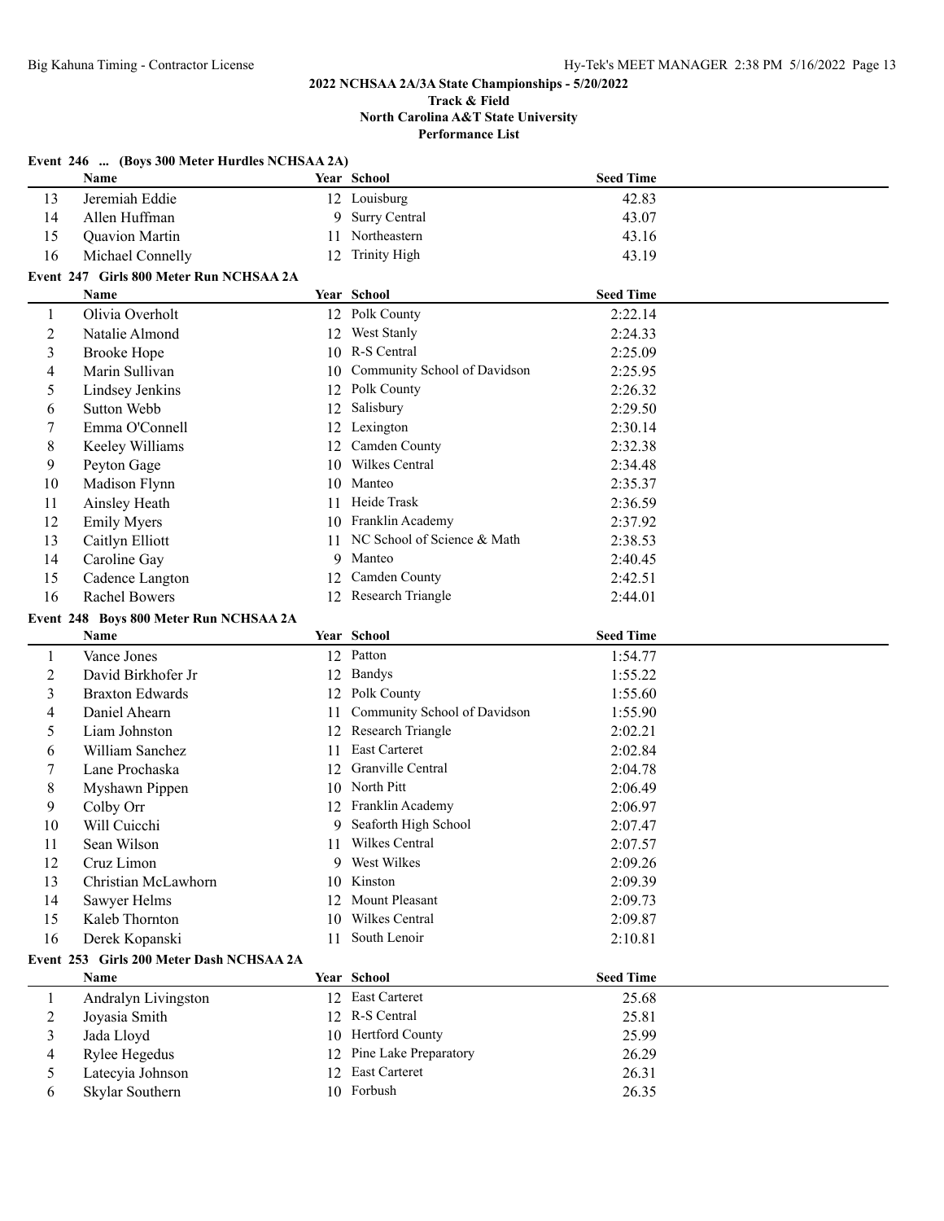**2022 NCHSAA 2A/3A State Championships - 5/20/2022**
**Track & Field**
**North Carolina A&T State University**
**Performance List**

### Event 246 ... (Boys 300 Meter Hurdles NCHSAA 2A)

| | Name | Year | School | Seed Time |
|---|---|---|---|---|
| 13 | Jeremiah Eddie | 12 | Louisburg | 42.83 |
| 14 | Allen Huffman | 9 | Surry Central | 43.07 |
| 15 | Quavion Martin | 11 | Northeastern | 43.16 |
| 16 | Michael Connelly | 12 | Trinity High | 43.19 |

### Event 247 Girls 800 Meter Run NCHSAA 2A

| | Name | Year | School | Seed Time |
|---|---|---|---|---|
| 1 | Olivia Overholt | 12 | Polk County | 2:22.14 |
| 2 | Natalie Almond | 12 | West Stanly | 2:24.33 |
| 3 | Brooke Hope | 10 | R-S Central | 2:25.09 |
| 4 | Marin Sullivan | 10 | Community School of Davidson | 2:25.95 |
| 5 | Lindsey Jenkins | 12 | Polk County | 2:26.32 |
| 6 | Sutton Webb | 12 | Salisbury | 2:29.50 |
| 7 | Emma O'Connell | 12 | Lexington | 2:30.14 |
| 8 | Keeley Williams | 12 | Camden County | 2:32.38 |
| 9 | Peyton Gage | 10 | Wilkes Central | 2:34.48 |
| 10 | Madison Flynn | 10 | Manteo | 2:35.37 |
| 11 | Ainsley Heath | 11 | Heide Trask | 2:36.59 |
| 12 | Emily Myers | 10 | Franklin Academy | 2:37.92 |
| 13 | Caitlyn Elliott | 11 | NC School of Science & Math | 2:38.53 |
| 14 | Caroline Gay | 9 | Manteo | 2:40.45 |
| 15 | Cadence Langton | 12 | Camden County | 2:42.51 |
| 16 | Rachel Bowers | 12 | Research Triangle | 2:44.01 |

### Event 248 Boys 800 Meter Run NCHSAA 2A

| | Name | Year | School | Seed Time |
|---|---|---|---|---|
| 1 | Vance Jones | 12 | Patton | 1:54.77 |
| 2 | David Birkhofer Jr | 12 | Bandys | 1:55.22 |
| 3 | Braxton Edwards | 12 | Polk County | 1:55.60 |
| 4 | Daniel Ahearn | 11 | Community School of Davidson | 1:55.90 |
| 5 | Liam Johnston | 12 | Research Triangle | 2:02.21 |
| 6 | William Sanchez | 11 | East Carteret | 2:02.84 |
| 7 | Lane Prochaska | 12 | Granville Central | 2:04.78 |
| 8 | Myshawn Pippen | 10 | North Pitt | 2:06.49 |
| 9 | Colby Orr | 12 | Franklin Academy | 2:06.97 |
| 10 | Will Cuicchi | 9 | Seaforth High School | 2:07.47 |
| 11 | Sean Wilson | 11 | Wilkes Central | 2:07.57 |
| 12 | Cruz Limon | 9 | West Wilkes | 2:09.26 |
| 13 | Christian McLawhorn | 10 | Kinston | 2:09.39 |
| 14 | Sawyer Helms | 12 | Mount Pleasant | 2:09.73 |
| 15 | Kaleb Thornton | 10 | Wilkes Central | 2:09.87 |
| 16 | Derek Kopanski | 11 | South Lenoir | 2:10.81 |

### Event 253 Girls 200 Meter Dash NCHSAA 2A

| | Name | Year | School | Seed Time |
|---|---|---|---|---|
| 1 | Andralyn Livingston | 12 | East Carteret | 25.68 |
| 2 | Joyasia Smith | 12 | R-S Central | 25.81 |
| 3 | Jada Lloyd | 10 | Hertford County | 25.99 |
| 4 | Rylee Hegedus | 12 | Pine Lake Preparatory | 26.29 |
| 5 | Latecyia Johnson | 12 | East Carteret | 26.31 |
| 6 | Skylar Southern | 10 | Forbush | 26.35 |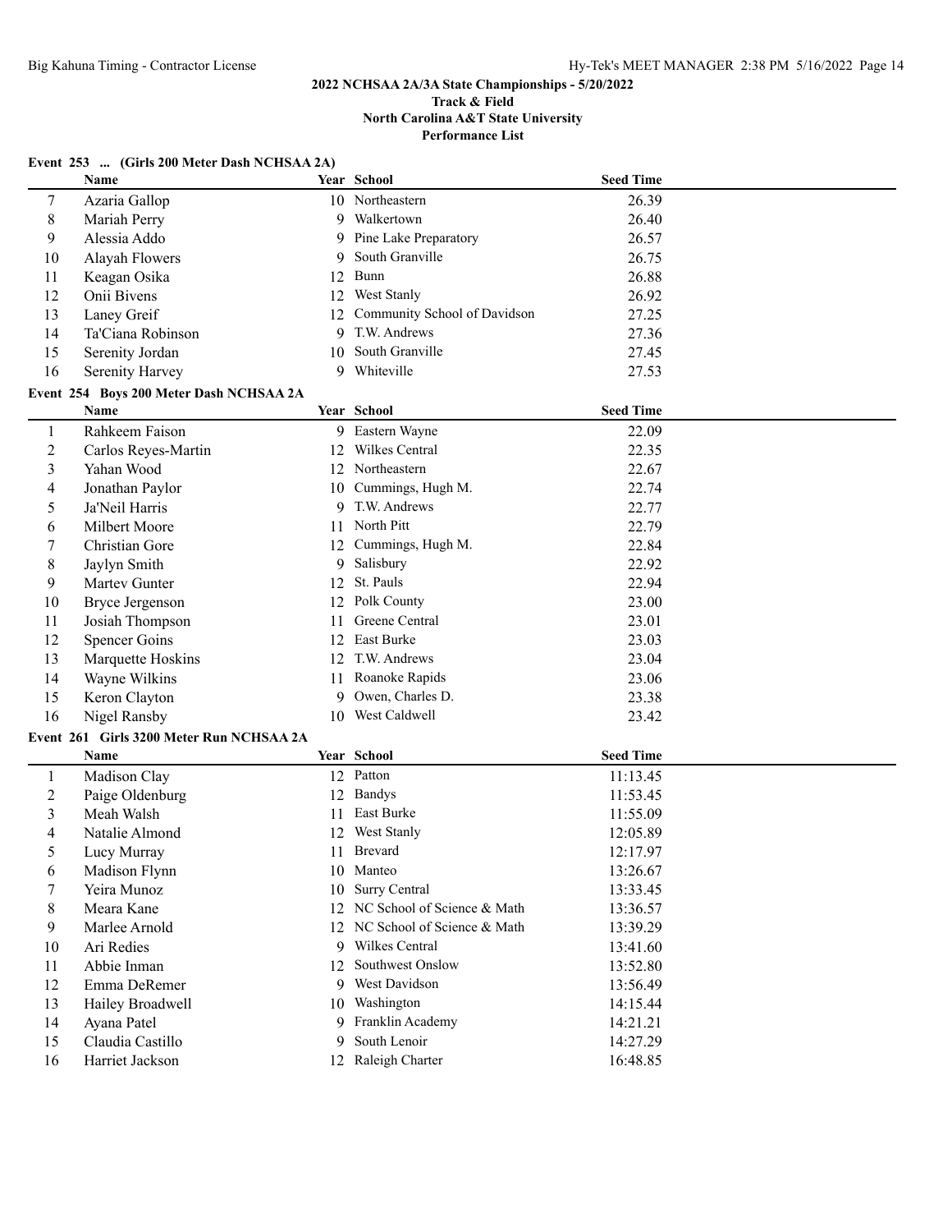## 2022 NCHSAA 2A/3A State Championships - 5/20/2022

**Track & Field**
**North Carolina A&T State University**
**Performance List**

### Event 253 ... (Girls 200 Meter Dash NCHSAA 2A)

| | Name | Year | School | Seed Time |
|---|---|---|---|---|
| 7 | Azaria Gallop | 10 | Northeastern | 26.39 |
| 8 | Mariah Perry | 9 | Walkertown | 26.40 |
| 9 | Alessia Addo | 9 | Pine Lake Preparatory | 26.57 |
| 10 | Alayah Flowers | 9 | South Granville | 26.75 |
| 11 | Keagan Osika | 12 | Bunn | 26.88 |
| 12 | Onii Bivens | 12 | West Stanly | 26.92 |
| 13 | Laney Greif | 12 | Community School of Davidson | 27.25 |
| 14 | Ta'Ciana Robinson | 9 | T.W. Andrews | 27.36 |
| 15 | Serenity Jordan | 10 | South Granville | 27.45 |
| 16 | Serenity Harvey | 9 | Whiteville | 27.53 |

### Event 254 Boys 200 Meter Dash NCHSAA 2A

| | Name | Year | School | Seed Time |
|---|---|---|---|---|
| 1 | Rahkeem Faison | 9 | Eastern Wayne | 22.09 |
| 2 | Carlos Reyes-Martin | 12 | Wilkes Central | 22.35 |
| 3 | Yahan Wood | 12 | Northeastern | 22.67 |
| 4 | Jonathan Paylor | 10 | Cummings, Hugh M. | 22.74 |
| 5 | Ja'Neil Harris | 9 | T.W. Andrews | 22.77 |
| 6 | Milbert Moore | 11 | North Pitt | 22.79 |
| 7 | Christian Gore | 12 | Cummings, Hugh M. | 22.84 |
| 8 | Jaylyn Smith | 9 | Salisbury | 22.92 |
| 9 | Martev Gunter | 12 | St. Pauls | 22.94 |
| 10 | Bryce Jergenson | 12 | Polk County | 23.00 |
| 11 | Josiah Thompson | 11 | Greene Central | 23.01 |
| 12 | Spencer Goins | 12 | East Burke | 23.03 |
| 13 | Marquette Hoskins | 12 | T.W. Andrews | 23.04 |
| 14 | Wayne Wilkins | 11 | Roanoke Rapids | 23.06 |
| 15 | Keron Clayton | 9 | Owen, Charles D. | 23.38 |
| 16 | Nigel Ransby | 10 | West Caldwell | 23.42 |

### Event 261 Girls 3200 Meter Run NCHSAA 2A

| | Name | Year | School | Seed Time |
|---|---|---|---|---|
| 1 | Madison Clay | 12 | Patton | 11:13.45 |
| 2 | Paige Oldenburg | 12 | Bandys | 11:53.45 |
| 3 | Meah Walsh | 11 | East Burke | 11:55.09 |
| 4 | Natalie Almond | 12 | West Stanly | 12:05.89 |
| 5 | Lucy Murray | 11 | Brevard | 12:17.97 |
| 6 | Madison Flynn | 10 | Manteo | 13:26.67 |
| 7 | Yeira Munoz | 10 | Surry Central | 13:33.45 |
| 8 | Meara Kane | 12 | NC School of Science & Math | 13:36.57 |
| 9 | Marlee Arnold | 12 | NC School of Science & Math | 13:39.29 |
| 10 | Ari Redies | 9 | Wilkes Central | 13:41.60 |
| 11 | Abbie Inman | 12 | Southwest Onslow | 13:52.80 |
| 12 | Emma DeRemer | 9 | West Davidson | 13:56.49 |
| 13 | Hailey Broadwell | 10 | Washington | 14:15.44 |
| 14 | Ayana Patel | 9 | Franklin Academy | 14:21.21 |
| 15 | Claudia Castillo | 9 | South Lenoir | 14:27.29 |
| 16 | Harriet Jackson | 12 | Raleigh Charter | 16:48.85 |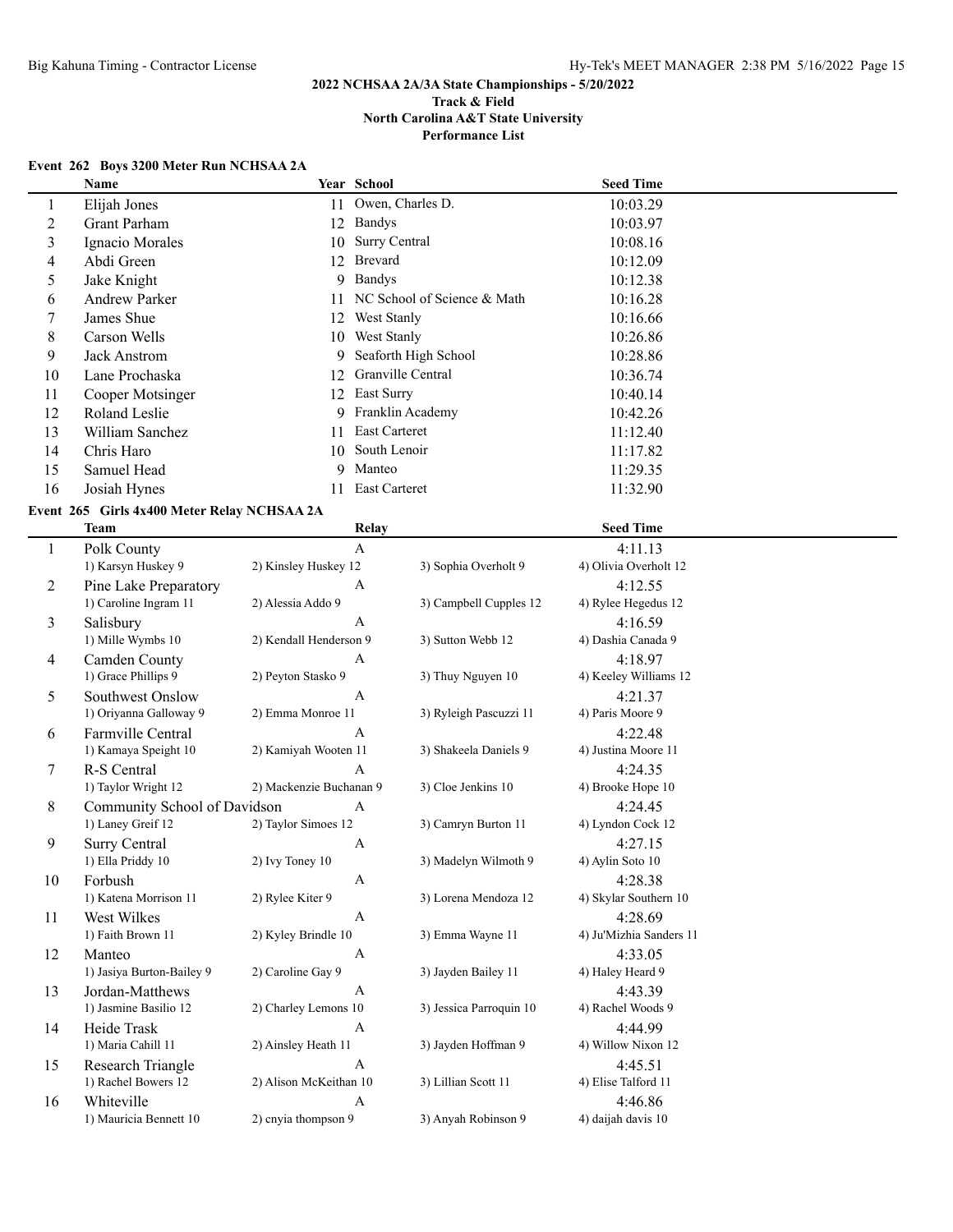## 2022 NCHSAA 2A/3A State Championships - 5/20/2022

**Track & Field**
**North Carolina A&T State University**
**Performance List**

### Event 262 Boys 3200 Meter Run NCHSAA 2A

| | Name | Year | School | Seed Time |
|---|---|---|---|---|
| 1 | Elijah Jones | 11 | Owen, Charles D. | 10:03.29 |
| 2 | Grant Parham | 12 | Bandys | 10:03.97 |
| 3 | Ignacio Morales | 10 | Surry Central | 10:08.16 |
| 4 | Abdi Green | 12 | Brevard | 10:12.09 |
| 5 | Jake Knight | 9 | Bandys | 10:12.38 |
| 6 | Andrew Parker | 11 | NC School of Science & Math | 10:16.28 |
| 7 | James Shue | 12 | West Stanly | 10:16.66 |
| 8 | Carson Wells | 10 | West Stanly | 10:26.86 |
| 9 | Jack Anstrom | 9 | Seaforth High School | 10:28.86 |
| 10 | Lane Prochaska | 12 | Granville Central | 10:36.74 |
| 11 | Cooper Motsinger | 12 | East Surry | 10:40.14 |
| 12 | Roland Leslie | 9 | Franklin Academy | 10:42.26 |
| 13 | William Sanchez | 11 | East Carteret | 11:12.40 |
| 14 | Chris Haro | 10 | South Lenoir | 11:17.82 |
| 15 | Samuel Head | 9 | Manteo | 11:29.35 |
| 16 | Josiah Hynes | 11 | East Carteret | 11:32.90 |

### Event 265 Girls 4x400 Meter Relay NCHSAA 2A

| | Team | Relay | | Seed Time |
|---|---|---|---|---|
| 1 | Polk County | A | | 4:11.13 |
| | 1) Karsyn Huskey 9 | 2) Kinsley Huskey 12 | 3) Sophia Overholt 9 | 4) Olivia Overholt 12 |
| 2 | Pine Lake Preparatory | A | | 4:12.55 |
| | 1) Caroline Ingram 11 | 2) Alessia Addo 9 | 3) Campbell Cupples 12 | 4) Rylee Hegedus 12 |
| 3 | Salisbury | A | | 4:16.59 |
| | 1) Mille Wymbs 10 | 2) Kendall Henderson 9 | 3) Sutton Webb 12 | 4) Dashia Canada 9 |
| 4 | Camden County | A | | 4:18.97 |
| | 1) Grace Phillips 9 | 2) Peyton Stasko 9 | 3) Thuy Nguyen 10 | 4) Keeley Williams 12 |
| 5 | Southwest Onslow | A | | 4:21.37 |
| | 1) Oriyanna Galloway 9 | 2) Emma Monroe 11 | 3) Ryleigh Pascuzzi 11 | 4) Paris Moore 9 |
| 6 | Farmville Central | A | | 4:22.48 |
| | 1) Kamaya Speight 10 | 2) Kamiyah Wooten 11 | 3) Shakeela Daniels 9 | 4) Justina Moore 11 |
| 7 | R-S Central | A | | 4:24.35 |
| | 1) Taylor Wright 12 | 2) Mackenzie Buchanan 9 | 3) Cloe Jenkins 10 | 4) Brooke Hope 10 |
| 8 | Community School of Davidson | A | | 4:24.45 |
| | 1) Laney Greif 12 | 2) Taylor Simoes 12 | 3) Camryn Burton 11 | 4) Lyndon Cock 12 |
| 9 | Surry Central | A | | 4:27.15 |
| | 1) Ella Priddy 10 | 2) Ivy Toney 10 | 3) Madelyn Wilmoth 9 | 4) Aylin Soto 10 |
| 10 | Forbush | A | | 4:28.38 |
| | 1) Katena Morrison 11 | 2) Rylee Kiter 9 | 3) Lorena Mendoza 12 | 4) Skylar Southern 10 |
| 11 | West Wilkes | A | | 4:28.69 |
| | 1) Faith Brown 11 | 2) Kyley Brindle 10 | 3) Emma Wayne 11 | 4) Ju'Mizhia Sanders 11 |
| 12 | Manteo | A | | 4:33.05 |
| | 1) Jasiya Burton-Bailey 9 | 2) Caroline Gay 9 | 3) Jayden Bailey 11 | 4) Haley Heard 9 |
| 13 | Jordan-Matthews | A | | 4:43.39 |
| | 1) Jasmine Basilio 12 | 2) Charley Lemons 10 | 3) Jessica Parroquin 10 | 4) Rachel Woods 9 |
| 14 | Heide Trask | A | | 4:44.99 |
| | 1) Maria Cahill 11 | 2) Ainsley Heath 11 | 3) Jayden Hoffman 9 | 4) Willow Nixon 12 |
| 15 | Research Triangle | A | | 4:45.51 |
| | 1) Rachel Bowers 12 | 2) Alison McKeithan 10 | 3) Lillian Scott 11 | 4) Elise Talford 11 |
| 16 | Whiteville | A | | 4:46.86 |
| | 1) Mauricia Bennett 10 | 2) cnyia thompson 9 | 3) Anyah Robinson 9 | 4) daijah davis 10 |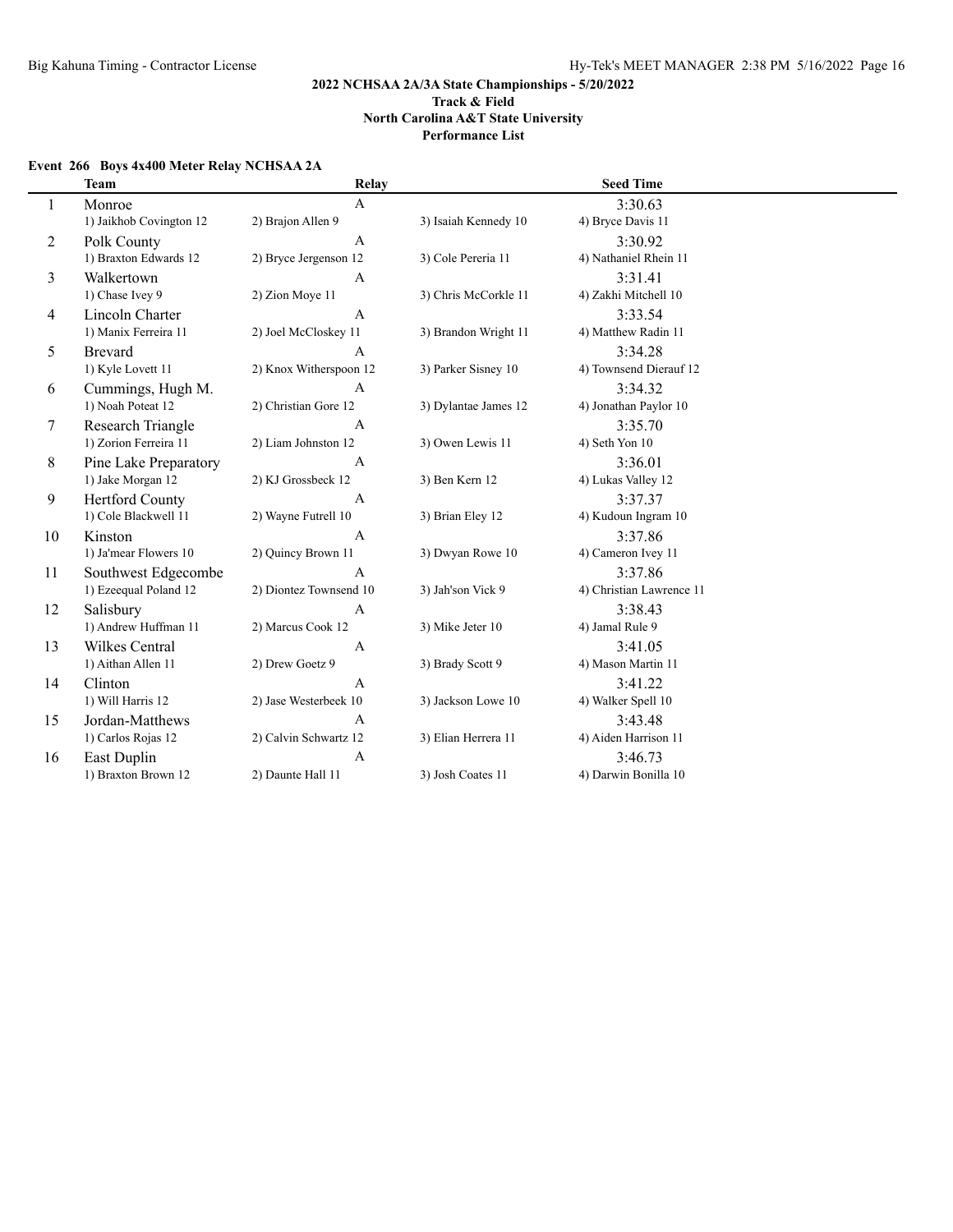## 2022 NCHSAA 2A/3A State Championships - 5/20/2022

**Track & Field**
**North Carolina A&T State University**
**Performance List**

### Event 266 Boys 4x400 Meter Relay NCHSAA 2A

| | Team | Relay | | Seed Time |
|---|---|---|---|---|
| 1 | Monroe | A | | 3:30.63 |
| | 1) Jaikhob Covington 12 | 2) Brajon Allen 9 | 3) Isaiah Kennedy 10 | 4) Bryce Davis 11 |
| 2 | Polk County | A | | 3:30.92 |
| | 1) Braxton Edwards 12 | 2) Bryce Jergenson 12 | 3) Cole Pereria 11 | 4) Nathaniel Rhein 11 |
| 3 | Walkertown | A | | 3:31.41 |
| | 1) Chase Ivey 9 | 2) Zion Moye 11 | 3) Chris McCorkle 11 | 4) Zakhi Mitchell 10 |
| 4 | Lincoln Charter | A | | 3:33.54 |
| | 1) Manix Ferreira 11 | 2) Joel McCloskey 11 | 3) Brandon Wright 11 | 4) Matthew Radin 11 |
| 5 | Brevard | A | | 3:34.28 |
| | 1) Kyle Lovett 11 | 2) Knox Witherspoon 12 | 3) Parker Sisney 10 | 4) Townsend Dierauf 12 |
| 6 | Cummings, Hugh M. | A | | 3:34.32 |
| | 1) Noah Poteat 12 | 2) Christian Gore 12 | 3) Dylantae James 12 | 4) Jonathan Paylor 10 |
| 7 | Research Triangle | A | | 3:35.70 |
| | 1) Zorion Ferreira 11 | 2) Liam Johnston 12 | 3) Owen Lewis 11 | 4) Seth Yon 10 |
| 8 | Pine Lake Preparatory | A | | 3:36.01 |
| | 1) Jake Morgan 12 | 2) KJ Grossbeck 12 | 3) Ben Kern 12 | 4) Lukas Valley 12 |
| 9 | Hertford County | A | | 3:37.37 |
| | 1) Cole Blackwell 11 | 2) Wayne Futrell 10 | 3) Brian Eley 12 | 4) Kudoun Ingram 10 |
| 10 | Kinston | A | | 3:37.86 |
| | 1) Ja'mear Flowers 10 | 2) Quincy Brown 11 | 3) Dwyan Rowe 10 | 4) Cameron Ivey 11 |
| 11 | Southwest Edgecombe | A | | 3:37.86 |
| | 1) Ezeequal Poland 12 | 2) Diontez Townsend 10 | 3) Jah'son Vick 9 | 4) Christian Lawrence 11 |
| 12 | Salisbury | A | | 3:38.43 |
| | 1) Andrew Huffman 11 | 2) Marcus Cook 12 | 3) Mike Jeter 10 | 4) Jamal Rule 9 |
| 13 | Wilkes Central | A | | 3:41.05 |
| | 1) Aithan Allen 11 | 2) Drew Goetz 9 | 3) Brady Scott 9 | 4) Mason Martin 11 |
| 14 | Clinton | A | | 3:41.22 |
| | 1) Will Harris 12 | 2) Jase Westerbeek 10 | 3) Jackson Lowe 10 | 4) Walker Spell 10 |
| 15 | Jordan-Matthews | A | | 3:43.48 |
| | 1) Carlos Rojas 12 | 2) Calvin Schwartz 12 | 3) Elian Herrera 11 | 4) Aiden Harrison 11 |
| 16 | East Duplin | A | | 3:46.73 |
| | 1) Braxton Brown 12 | 2) Daunte Hall 11 | 3) Josh Coates 11 | 4) Darwin Bonilla 10 |